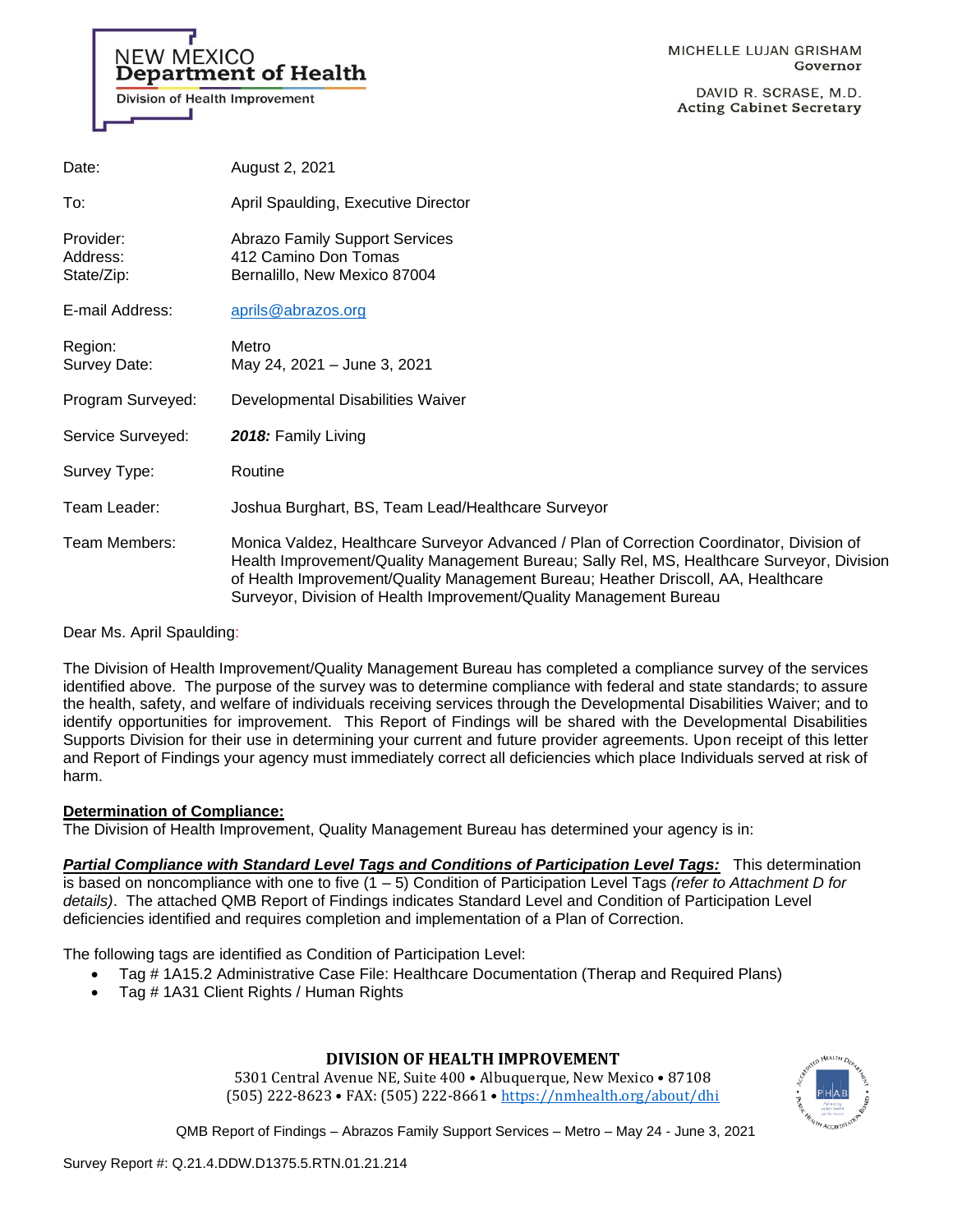NEW MEXICO
**Department of Health**
Division of Health Improvement

MICHELLE LUJAN GRISHAM
Governor

DAVID R. SCRASE, M.D.
Acting Cabinet Secretary

| | |
|---|---|
| Date: | August 2, 2021 |
| To: | April Spaulding, Executive Director |
| Provider:<br>Address:<br>State/Zip: | Abrazo Family Support Services<br>412 Camino Don Tomas<br>Bernalillo, New Mexico 87004 |
| E-mail Address: | aprils@abrazos.org |
| Region:<br>Survey Date: | Metro<br>May 24, 2021 – June 3, 2021 |
| Program Surveyed: | Developmental Disabilities Waiver |
| Service Surveyed: | ***2018:*** Family Living |
| Survey Type: | Routine |
| Team Leader: | Joshua Burghart, BS, Team Lead/Healthcare Surveyor |
| Team Members: | Monica Valdez, Healthcare Surveyor Advanced / Plan of Correction Coordinator, Division of Health Improvement/Quality Management Bureau; Sally Rel, MS, Healthcare Surveyor, Division of Health Improvement/Quality Management Bureau; Heather Driscoll, AA, Healthcare Surveyor, Division of Health Improvement/Quality Management Bureau |

Dear Ms. April Spaulding:

The Division of Health Improvement/Quality Management Bureau has completed a compliance survey of the services identified above. The purpose of the survey was to determine compliance with federal and state standards; to assure the health, safety, and welfare of individuals receiving services through the Developmental Disabilities Waiver; and to identify opportunities for improvement. This Report of Findings will be shared with the Developmental Disabilities Supports Division for their use in determining your current and future provider agreements. Upon receipt of this letter and Report of Findings your agency must immediately correct all deficiencies which place Individuals served at risk of harm.

**Determination of Compliance:**

The Division of Health Improvement, Quality Management Bureau has determined your agency is in:

***Partial Compliance with Standard Level Tags and Conditions of Participation Level Tags:*** This determination is based on noncompliance with one to five (1 – 5) Condition of Participation Level Tags *(refer to Attachment D for details)*. The attached QMB Report of Findings indicates Standard Level and Condition of Participation Level deficiencies identified and requires completion and implementation of a Plan of Correction.

The following tags are identified as Condition of Participation Level:

- Tag # 1A15.2 Administrative Case File: Healthcare Documentation (Therap and Required Plans)
- Tag # 1A31 Client Rights / Human Rights

**DIVISION OF HEALTH IMPROVEMENT**
5301 Central Avenue NE, Suite 400 • Albuquerque, New Mexico • 87108
(505) 222-8623 • FAX: (505) 222-8661 • https://nmhealth.org/about/dhi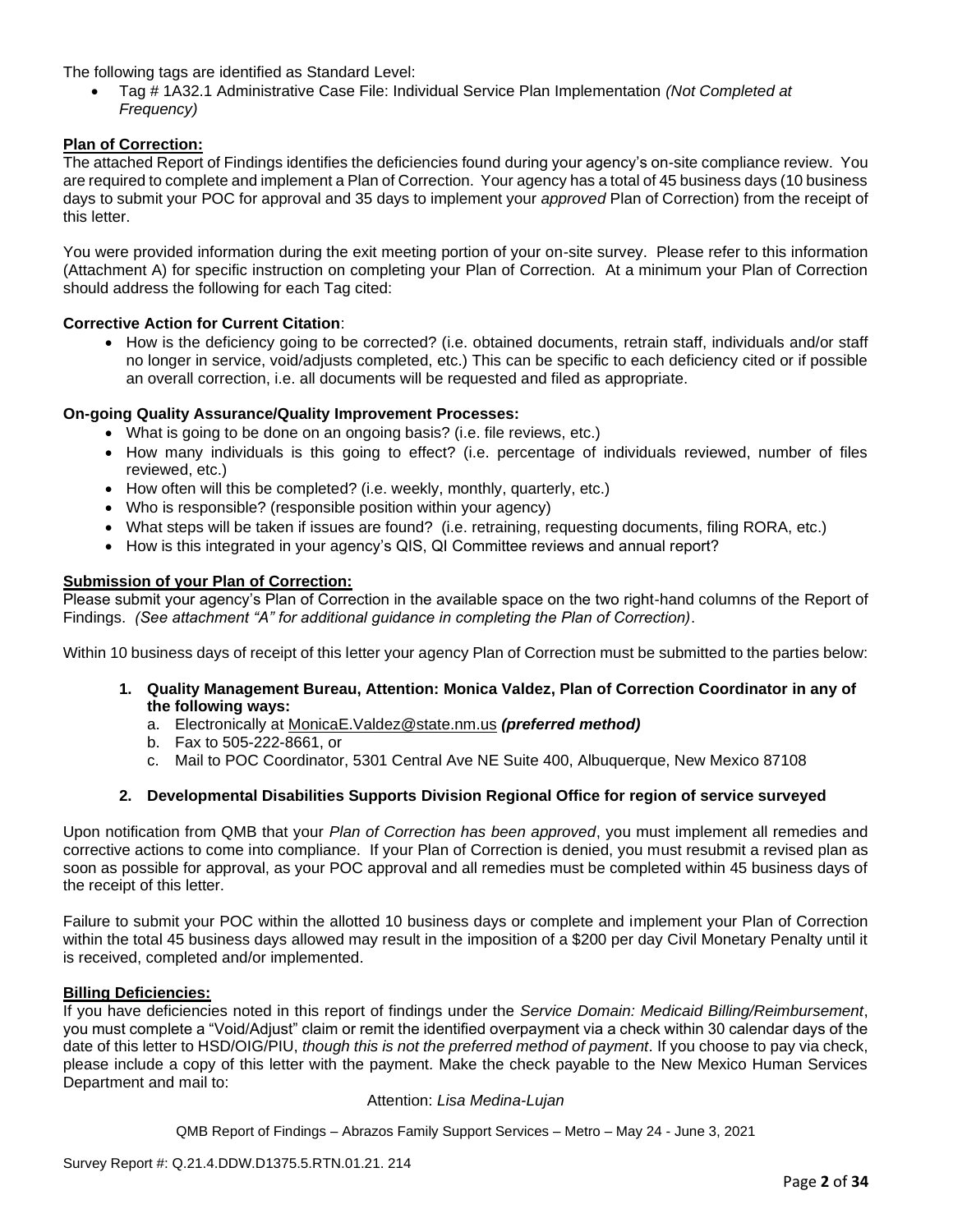The following tags are identified as Standard Level:

- Tag # 1A32.1 Administrative Case File: Individual Service Plan Implementation *(Not Completed at Frequency)*

**Plan of Correction:**

The attached Report of Findings identifies the deficiencies found during your agency's on-site compliance review. You are required to complete and implement a Plan of Correction. Your agency has a total of 45 business days (10 business days to submit your POC for approval and 35 days to implement your *approved* Plan of Correction) from the receipt of this letter.

You were provided information during the exit meeting portion of your on-site survey. Please refer to this information (Attachment A) for specific instruction on completing your Plan of Correction. At a minimum your Plan of Correction should address the following for each Tag cited:

**Corrective Action for Current Citation**:

- How is the deficiency going to be corrected? (i.e. obtained documents, retrain staff, individuals and/or staff no longer in service, void/adjusts completed, etc.) This can be specific to each deficiency cited or if possible an overall correction, i.e. all documents will be requested and filed as appropriate.

**On-going Quality Assurance/Quality Improvement Processes:**

- What is going to be done on an ongoing basis? (i.e. file reviews, etc.)
- How many individuals is this going to effect? (i.e. percentage of individuals reviewed, number of files reviewed, etc.)
- How often will this be completed? (i.e. weekly, monthly, quarterly, etc.)
- Who is responsible? (responsible position within your agency)
- What steps will be taken if issues are found? (i.e. retraining, requesting documents, filing RORA, etc.)
- How is this integrated in your agency's QIS, QI Committee reviews and annual report?

**Submission of your Plan of Correction:**

Please submit your agency's Plan of Correction in the available space on the two right-hand columns of the Report of Findings. *(See attachment "A" for additional guidance in completing the Plan of Correction)*.

Within 10 business days of receipt of this letter your agency Plan of Correction must be submitted to the parties below:

1. **Quality Management Bureau, Attention: Monica Valdez, Plan of Correction Coordinator in any of the following ways:**
   a. Electronically at MonicaE.Valdez@state.nm.us ***(preferred method)***
   b. Fax to 505-222-8661, or
   c. Mail to POC Coordinator, 5301 Central Ave NE Suite 400, Albuquerque, New Mexico 87108

2. **Developmental Disabilities Supports Division Regional Office for region of service surveyed**

Upon notification from QMB that your *Plan of Correction has been approved*, you must implement all remedies and corrective actions to come into compliance. If your Plan of Correction is denied, you must resubmit a revised plan as soon as possible for approval, as your POC approval and all remedies must be completed within 45 business days of the receipt of this letter.

Failure to submit your POC within the allotted 10 business days or complete and implement your Plan of Correction within the total 45 business days allowed may result in the imposition of a $200 per day Civil Monetary Penalty until it is received, completed and/or implemented.

**Billing Deficiencies:**

If you have deficiencies noted in this report of findings under the *Service Domain: Medicaid Billing/Reimbursement*, you must complete a "Void/Adjust" claim or remit the identified overpayment via a check within 30 calendar days of the date of this letter to HSD/OIG/PIU, *though this is not the preferred method of payment*. If you choose to pay via check, please include a copy of this letter with the payment. Make the check payable to the New Mexico Human Services Department and mail to:

Attention: *Lisa Medina-Lujan*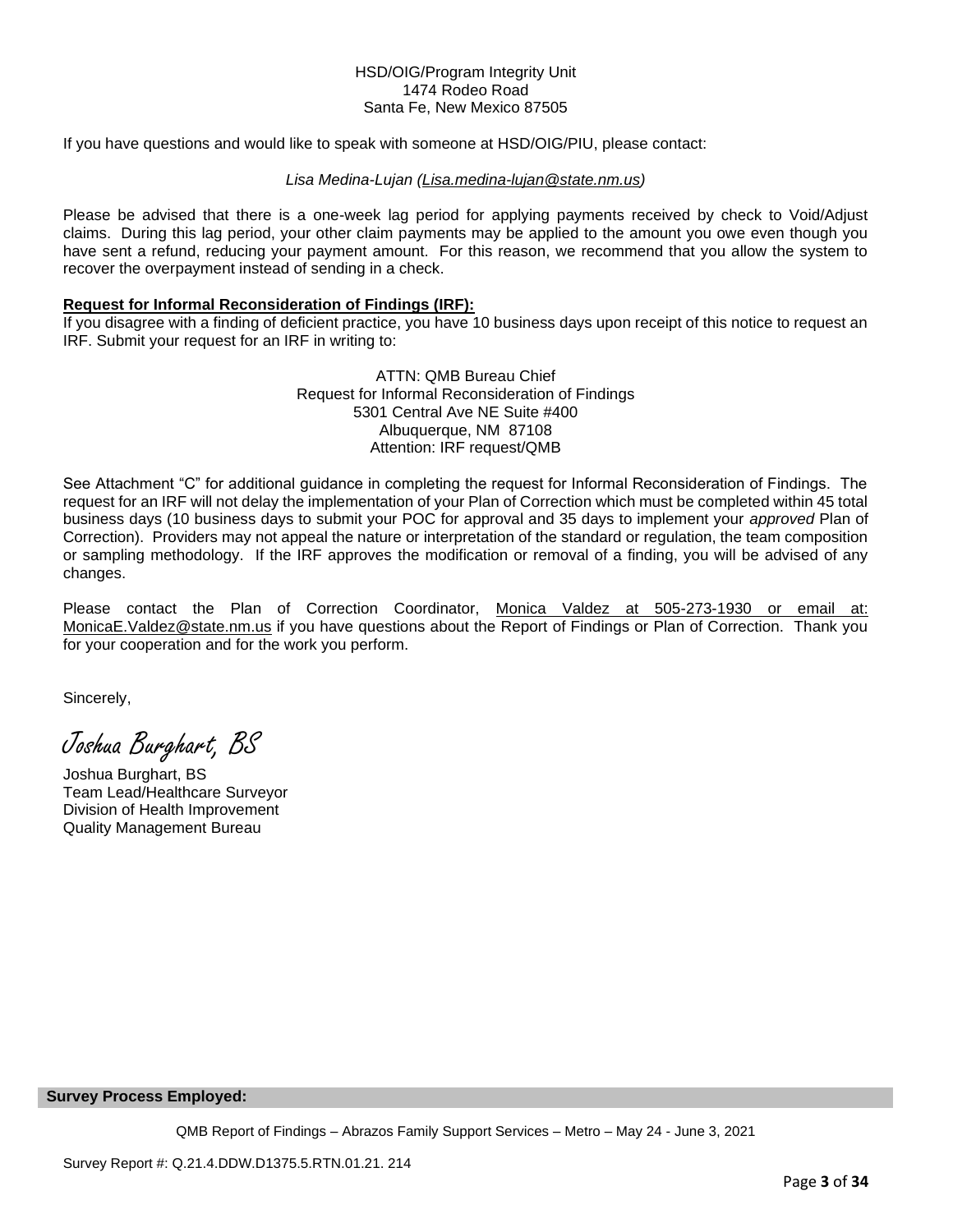HSD/OIG/Program Integrity Unit
1474 Rodeo Road
Santa Fe, New Mexico 87505

If you have questions and would like to speak with someone at HSD/OIG/PIU, please contact:

*Lisa Medina-Lujan (Lisa.medina-lujan@state.nm.us)*

Please be advised that there is a one-week lag period for applying payments received by check to Void/Adjust claims. During this lag period, your other claim payments may be applied to the amount you owe even though you have sent a refund, reducing your payment amount. For this reason, we recommend that you allow the system to recover the overpayment instead of sending in a check.

**Request for Informal Reconsideration of Findings (IRF):**

If you disagree with a finding of deficient practice, you have 10 business days upon receipt of this notice to request an IRF. Submit your request for an IRF in writing to:

ATTN: QMB Bureau Chief
Request for Informal Reconsideration of Findings
5301 Central Ave NE Suite #400
Albuquerque, NM 87108
Attention: IRF request/QMB

See Attachment "C" for additional guidance in completing the request for Informal Reconsideration of Findings. The request for an IRF will not delay the implementation of your Plan of Correction which must be completed within 45 total business days (10 business days to submit your POC for approval and 35 days to implement your *approved* Plan of Correction). Providers may not appeal the nature or interpretation of the standard or regulation, the team composition or sampling methodology. If the IRF approves the modification or removal of a finding, you will be advised of any changes.

Please contact the Plan of Correction Coordinator, Monica Valdez at 505-273-1930 or email at: MonicaE.Valdez@state.nm.us if you have questions about the Report of Findings or Plan of Correction. Thank you for your cooperation and for the work you perform.

Sincerely,

*Joshua Burghart, BS*

Joshua Burghart, BS
Team Lead/Healthcare Surveyor
Division of Health Improvement
Quality Management Bureau

**Survey Process Employed:**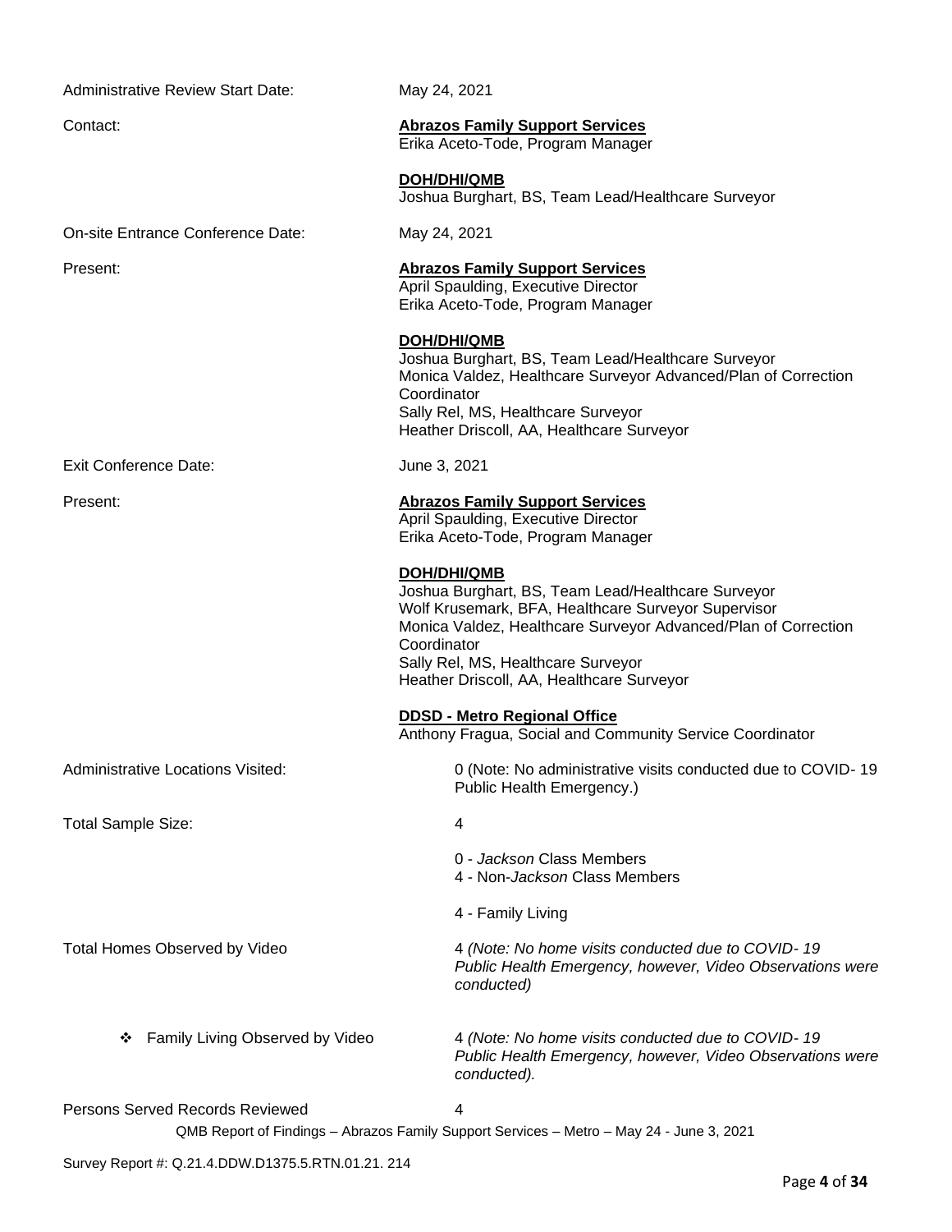Administrative Review Start Date: May 24, 2021

Contact:

**<u>Abrazos Family Support Services</u>**
Erika Aceto-Tode, Program Manager

**<u>DOH/DHI/QMB</u>**
Joshua Burghart, BS, Team Lead/Healthcare Surveyor

On-site Entrance Conference Date: May 24, 2021

Present:

**<u>Abrazos Family Support Services</u>**
April Spaulding, Executive Director
Erika Aceto-Tode, Program Manager

**<u>DOH/DHI/QMB</u>**
Joshua Burghart, BS, Team Lead/Healthcare Surveyor
Monica Valdez, Healthcare Surveyor Advanced/Plan of Correction Coordinator
Sally Rel, MS, Healthcare Surveyor
Heather Driscoll, AA, Healthcare Surveyor

Exit Conference Date: June 3, 2021

Present:

**<u>Abrazos Family Support Services</u>**
April Spaulding, Executive Director
Erika Aceto-Tode, Program Manager

**<u>DOH/DHI/QMB</u>**
Joshua Burghart, BS, Team Lead/Healthcare Surveyor
Wolf Krusemark, BFA, Healthcare Surveyor Supervisor
Monica Valdez, Healthcare Surveyor Advanced/Plan of Correction Coordinator
Sally Rel, MS, Healthcare Surveyor
Heather Driscoll, AA, Healthcare Surveyor

**<u>DDSD - Metro Regional Office</u>**
Anthony Fragua, Social and Community Service Coordinator

Administrative Locations Visited: 0 (Note: No administrative visits conducted due to COVID- 19 Public Health Emergency.)

Total Sample Size: 4

0 - *Jackson* Class Members
4 - Non-*Jackson* Class Members

4 - Family Living

Total Homes Observed by Video 4 *(Note: No home visits conducted due to COVID- 19 Public Health Emergency, however, Video Observations were conducted)*

- ❖ Family Living Observed by Video 4 *(Note: No home visits conducted due to COVID- 19 Public Health Emergency, however, Video Observations were conducted).*

Persons Served Records Reviewed 4

QMB Report of Findings – Abrazos Family Support Services – Metro – May 24 - June 3, 2021

Survey Report #: Q.21.4.DDW.D1375.5.RTN.01.21. 214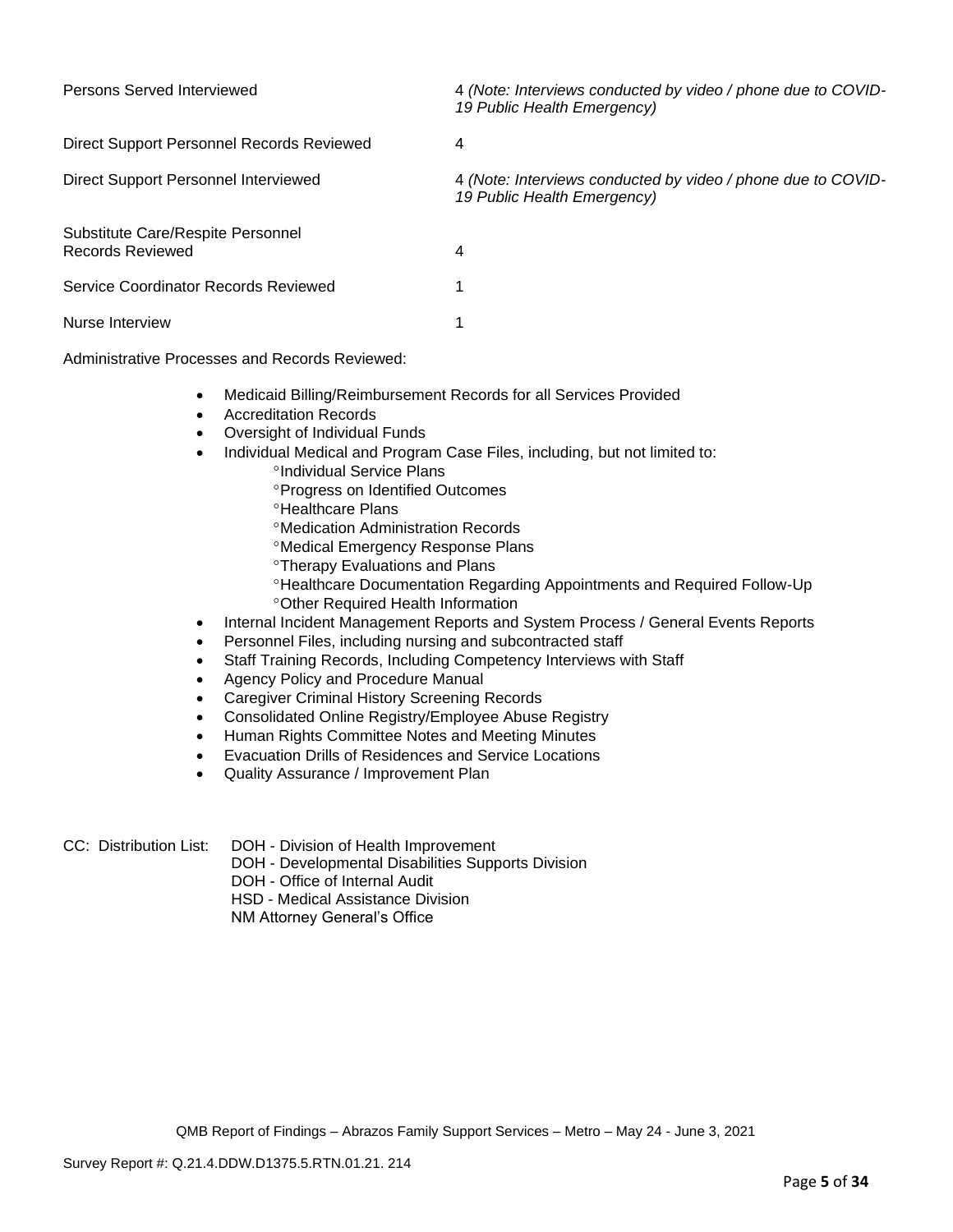| | |
|---|---|
| Persons Served Interviewed | 4 *(Note: Interviews conducted by video / phone due to COVID-19 Public Health Emergency)* |
| Direct Support Personnel Records Reviewed | 4 |
| Direct Support Personnel Interviewed | 4 *(Note: Interviews conducted by video / phone due to COVID-19 Public Health Emergency)* |
| Substitute Care/Respite Personnel Records Reviewed | 4 |
| Service Coordinator Records Reviewed | 1 |
| Nurse Interview | 1 |

Administrative Processes and Records Reviewed:

- Medicaid Billing/Reimbursement Records for all Services Provided
- Accreditation Records
- Oversight of Individual Funds
- Individual Medical and Program Case Files, including, but not limited to:
    - °Individual Service Plans
    - °Progress on Identified Outcomes
    - °Healthcare Plans
    - °Medication Administration Records
    - °Medical Emergency Response Plans
    - °Therapy Evaluations and Plans
    - °Healthcare Documentation Regarding Appointments and Required Follow-Up
    - °Other Required Health Information
- Internal Incident Management Reports and System Process / General Events Reports
- Personnel Files, including nursing and subcontracted staff
- Staff Training Records, Including Competency Interviews with Staff
- Agency Policy and Procedure Manual
- Caregiver Criminal History Screening Records
- Consolidated Online Registry/Employee Abuse Registry
- Human Rights Committee Notes and Meeting Minutes
- Evacuation Drills of Residences and Service Locations
- Quality Assurance / Improvement Plan

CC: Distribution List:
DOH - Division of Health Improvement
DOH - Developmental Disabilities Supports Division
DOH - Office of Internal Audit
HSD - Medical Assistance Division
NM Attorney General's Office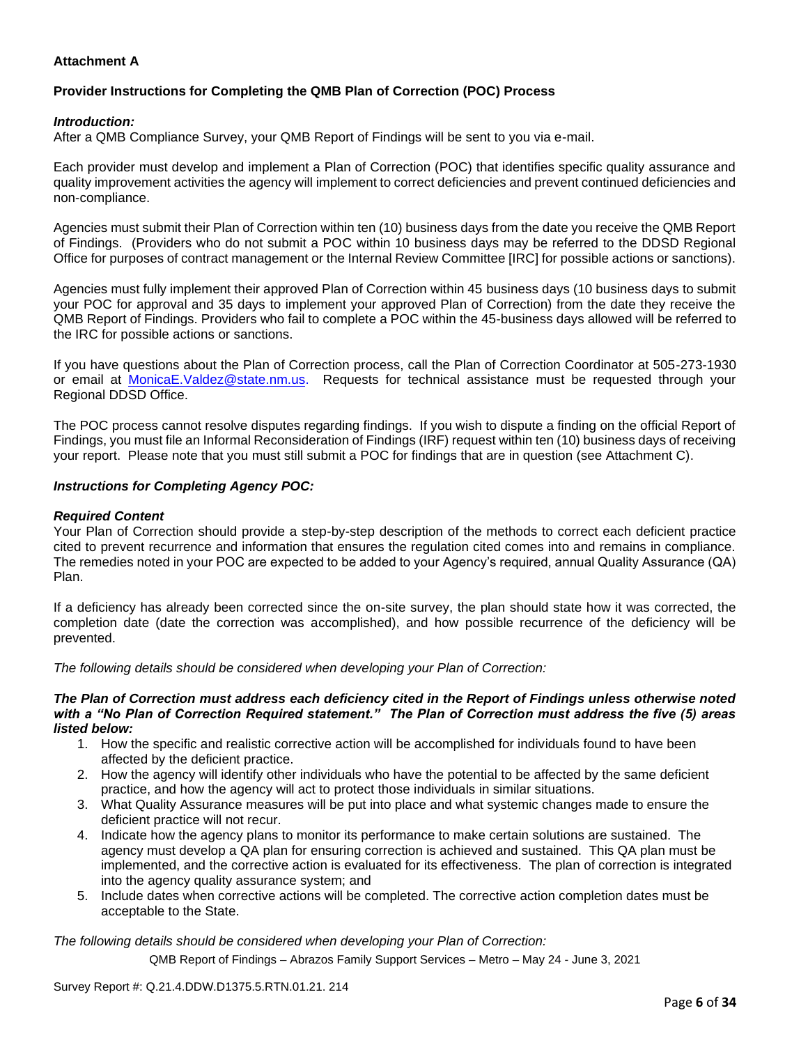**Attachment A**

**Provider Instructions for Completing the QMB Plan of Correction (POC) Process**

***Introduction:***
After a QMB Compliance Survey, your QMB Report of Findings will be sent to you via e-mail.

Each provider must develop and implement a Plan of Correction (POC) that identifies specific quality assurance and quality improvement activities the agency will implement to correct deficiencies and prevent continued deficiencies and non-compliance.

Agencies must submit their Plan of Correction within ten (10) business days from the date you receive the QMB Report of Findings. (Providers who do not submit a POC within 10 business days may be referred to the DDSD Regional Office for purposes of contract management or the Internal Review Committee [IRC] for possible actions or sanctions).

Agencies must fully implement their approved Plan of Correction within 45 business days (10 business days to submit your POC for approval and 35 days to implement your approved Plan of Correction) from the date they receive the QMB Report of Findings. Providers who fail to complete a POC within the 45-business days allowed will be referred to the IRC for possible actions or sanctions.

If you have questions about the Plan of Correction process, call the Plan of Correction Coordinator at 505-273-1930 or email at MonicaE.Valdez@state.nm.us. Requests for technical assistance must be requested through your Regional DDSD Office.

The POC process cannot resolve disputes regarding findings. If you wish to dispute a finding on the official Report of Findings, you must file an Informal Reconsideration of Findings (IRF) request within ten (10) business days of receiving your report. Please note that you must still submit a POC for findings that are in question (see Attachment C).

***Instructions for Completing Agency POC:***

***Required Content***
Your Plan of Correction should provide a step-by-step description of the methods to correct each deficient practice cited to prevent recurrence and information that ensures the regulation cited comes into and remains in compliance. The remedies noted in your POC are expected to be added to your Agency's required, annual Quality Assurance (QA) Plan.

If a deficiency has already been corrected since the on-site survey, the plan should state how it was corrected, the completion date (date the correction was accomplished), and how possible recurrence of the deficiency will be prevented.

*The following details should be considered when developing your Plan of Correction:*

***The Plan of Correction must address each deficiency cited in the Report of Findings unless otherwise noted with a "No Plan of Correction Required statement." The Plan of Correction must address the five (5) areas listed below:***

1. How the specific and realistic corrective action will be accomplished for individuals found to have been affected by the deficient practice.
2. How the agency will identify other individuals who have the potential to be affected by the same deficient practice, and how the agency will act to protect those individuals in similar situations.
3. What Quality Assurance measures will be put into place and what systemic changes made to ensure the deficient practice will not recur.
4. Indicate how the agency plans to monitor its performance to make certain solutions are sustained. The agency must develop a QA plan for ensuring correction is achieved and sustained. This QA plan must be implemented, and the corrective action is evaluated for its effectiveness. The plan of correction is integrated into the agency quality assurance system; and
5. Include dates when corrective actions will be completed. The corrective action completion dates must be acceptable to the State.

*The following details should be considered when developing your Plan of Correction:*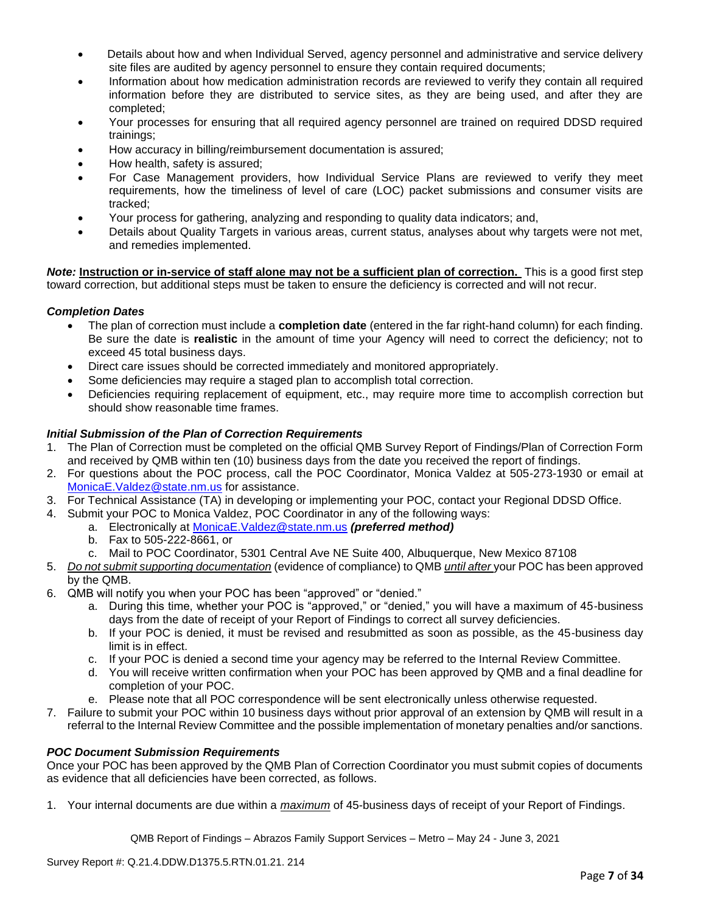- Details about how and when Individual Served, agency personnel and administrative and service delivery site files are audited by agency personnel to ensure they contain required documents;
- Information about how medication administration records are reviewed to verify they contain all required information before they are distributed to service sites, as they are being used, and after they are completed;
- Your processes for ensuring that all required agency personnel are trained on required DDSD required trainings;
- How accuracy in billing/reimbursement documentation is assured;
- How health, safety is assured;
- For Case Management providers, how Individual Service Plans are reviewed to verify they meet requirements, how the timeliness of level of care (LOC) packet submissions and consumer visits are tracked;
- Your process for gathering, analyzing and responding to quality data indicators; and,
- Details about Quality Targets in various areas, current status, analyses about why targets were not met, and remedies implemented.

***Note:*** **Instruction or in-service of staff alone may not be a sufficient plan of correction.** This is a good first step toward correction, but additional steps must be taken to ensure the deficiency is corrected and will not recur.

### *Completion Dates*

- The plan of correction must include a **completion date** (entered in the far right-hand column) for each finding. Be sure the date is **realistic** in the amount of time your Agency will need to correct the deficiency; not to exceed 45 total business days.
- Direct care issues should be corrected immediately and monitored appropriately.
- Some deficiencies may require a staged plan to accomplish total correction.
- Deficiencies requiring replacement of equipment, etc., may require more time to accomplish correction but should show reasonable time frames.

### *Initial Submission of the Plan of Correction Requirements*

1. The Plan of Correction must be completed on the official QMB Survey Report of Findings/Plan of Correction Form and received by QMB within ten (10) business days from the date you received the report of findings.
2. For questions about the POC process, call the POC Coordinator, Monica Valdez at 505-273-1930 or email at MonicaE.Valdez@state.nm.us for assistance.
3. For Technical Assistance (TA) in developing or implementing your POC, contact your Regional DDSD Office.
4. Submit your POC to Monica Valdez, POC Coordinator in any of the following ways:
   a. Electronically at MonicaE.Valdez@state.nm.us ***(preferred method)***
   b. Fax to 505-222-8661, or
   c. Mail to POC Coordinator, 5301 Central Ave NE Suite 400, Albuquerque, New Mexico 87108
5. *Do not submit supporting documentation* (evidence of compliance) to QMB *until after* your POC has been approved by the QMB.
6. QMB will notify you when your POC has been "approved" or "denied."
   a. During this time, whether your POC is "approved," or "denied," you will have a maximum of 45-business days from the date of receipt of your Report of Findings to correct all survey deficiencies.
   b. If your POC is denied, it must be revised and resubmitted as soon as possible, as the 45-business day limit is in effect.
   c. If your POC is denied a second time your agency may be referred to the Internal Review Committee.
   d. You will receive written confirmation when your POC has been approved by QMB and a final deadline for completion of your POC.
   e. Please note that all POC correspondence will be sent electronically unless otherwise requested.
7. Failure to submit your POC within 10 business days without prior approval of an extension by QMB will result in a referral to the Internal Review Committee and the possible implementation of monetary penalties and/or sanctions.

### *POC Document Submission Requirements*

Once your POC has been approved by the QMB Plan of Correction Coordinator you must submit copies of documents as evidence that all deficiencies have been corrected, as follows.

1. Your internal documents are due within a ***maximum*** of 45-business days of receipt of your Report of Findings.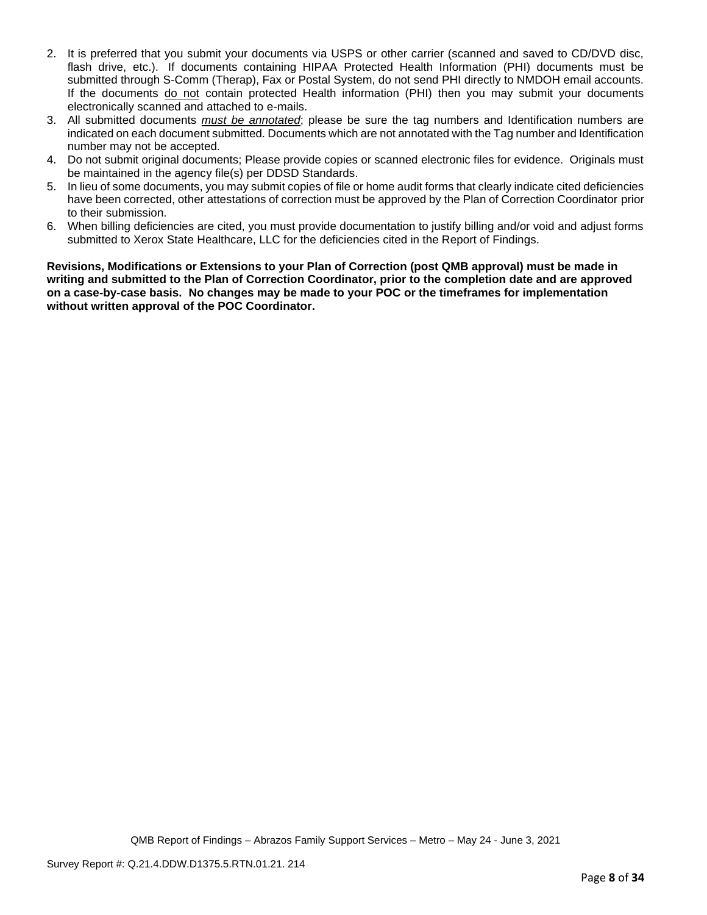2. It is preferred that you submit your documents via USPS or other carrier (scanned and saved to CD/DVD disc, flash drive, etc.). If documents containing HIPAA Protected Health Information (PHI) documents must be submitted through S-Comm (Therap), Fax or Postal System, do not send PHI directly to NMDOH email accounts. If the documents do not contain protected Health information (PHI) then you may submit your documents electronically scanned and attached to e-mails.
3. All submitted documents ***must be annotated***; please be sure the tag numbers and Identification numbers are indicated on each document submitted. Documents which are not annotated with the Tag number and Identification number may not be accepted.
4. Do not submit original documents; Please provide copies or scanned electronic files for evidence. Originals must be maintained in the agency file(s) per DDSD Standards.
5. In lieu of some documents, you may submit copies of file or home audit forms that clearly indicate cited deficiencies have been corrected, other attestations of correction must be approved by the Plan of Correction Coordinator prior to their submission.
6. When billing deficiencies are cited, you must provide documentation to justify billing and/or void and adjust forms submitted to Xerox State Healthcare, LLC for the deficiencies cited in the Report of Findings.

**Revisions, Modifications or Extensions to your Plan of Correction (post QMB approval) must be made in writing and submitted to the Plan of Correction Coordinator, prior to the completion date and are approved on a case-by-case basis. No changes may be made to your POC or the timeframes for implementation without written approval of the POC Coordinator.**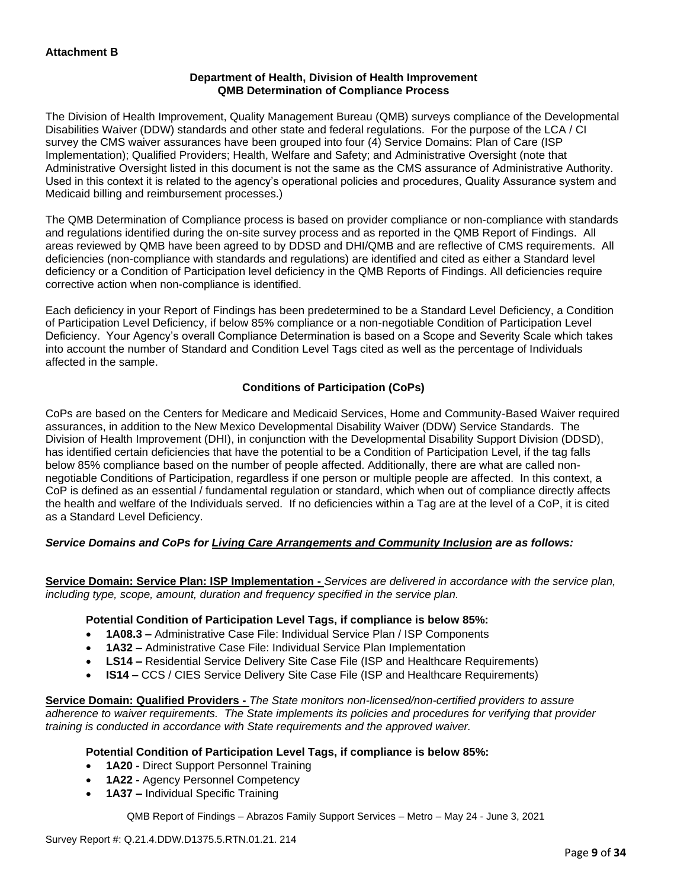**Attachment B**

**Department of Health, Division of Health Improvement**
**QMB Determination of Compliance Process**

The Division of Health Improvement, Quality Management Bureau (QMB) surveys compliance of the Developmental Disabilities Waiver (DDW) standards and other state and federal regulations. For the purpose of the LCA / CI survey the CMS waiver assurances have been grouped into four (4) Service Domains: Plan of Care (ISP Implementation); Qualified Providers; Health, Welfare and Safety; and Administrative Oversight (note that Administrative Oversight listed in this document is not the same as the CMS assurance of Administrative Authority. Used in this context it is related to the agency's operational policies and procedures, Quality Assurance system and Medicaid billing and reimbursement processes.)

The QMB Determination of Compliance process is based on provider compliance or non-compliance with standards and regulations identified during the on-site survey process and as reported in the QMB Report of Findings. All areas reviewed by QMB have been agreed to by DDSD and DHI/QMB and are reflective of CMS requirements. All deficiencies (non-compliance with standards and regulations) are identified and cited as either a Standard level deficiency or a Condition of Participation level deficiency in the QMB Reports of Findings. All deficiencies require corrective action when non-compliance is identified.

Each deficiency in your Report of Findings has been predetermined to be a Standard Level Deficiency, a Condition of Participation Level Deficiency, if below 85% compliance or a non-negotiable Condition of Participation Level Deficiency. Your Agency's overall Compliance Determination is based on a Scope and Severity Scale which takes into account the number of Standard and Condition Level Tags cited as well as the percentage of Individuals affected in the sample.

**Conditions of Participation (CoPs)**

CoPs are based on the Centers for Medicare and Medicaid Services, Home and Community-Based Waiver required assurances, in addition to the New Mexico Developmental Disability Waiver (DDW) Service Standards. The Division of Health Improvement (DHI), in conjunction with the Developmental Disability Support Division (DDSD), has identified certain deficiencies that have the potential to be a Condition of Participation Level, if the tag falls below 85% compliance based on the number of people affected. Additionally, there are what are called non-negotiable Conditions of Participation, regardless if one person or multiple people are affected. In this context, a CoP is defined as an essential / fundamental regulation or standard, which when out of compliance directly affects the health and welfare of the Individuals served. If no deficiencies within a Tag are at the level of a CoP, it is cited as a Standard Level Deficiency.

***Service Domains and CoPs for Living Care Arrangements and Community Inclusion are as follows:***

**Service Domain: Service Plan: ISP Implementation -** *Services are delivered in accordance with the service plan, including type, scope, amount, duration and frequency specified in the service plan.*

**Potential Condition of Participation Level Tags, if compliance is below 85%:**

- **1A08.3 –** Administrative Case File: Individual Service Plan / ISP Components
- **1A32 –** Administrative Case File: Individual Service Plan Implementation
- **LS14 –** Residential Service Delivery Site Case File (ISP and Healthcare Requirements)
- **IS14 –** CCS / CIES Service Delivery Site Case File (ISP and Healthcare Requirements)

**Service Domain: Qualified Providers -** *The State monitors non-licensed/non-certified providers to assure adherence to waiver requirements. The State implements its policies and procedures for verifying that provider training is conducted in accordance with State requirements and the approved waiver.*

**Potential Condition of Participation Level Tags, if compliance is below 85%:**

- **1A20 -** Direct Support Personnel Training
- **1A22 -** Agency Personnel Competency
- **1A37 –** Individual Specific Training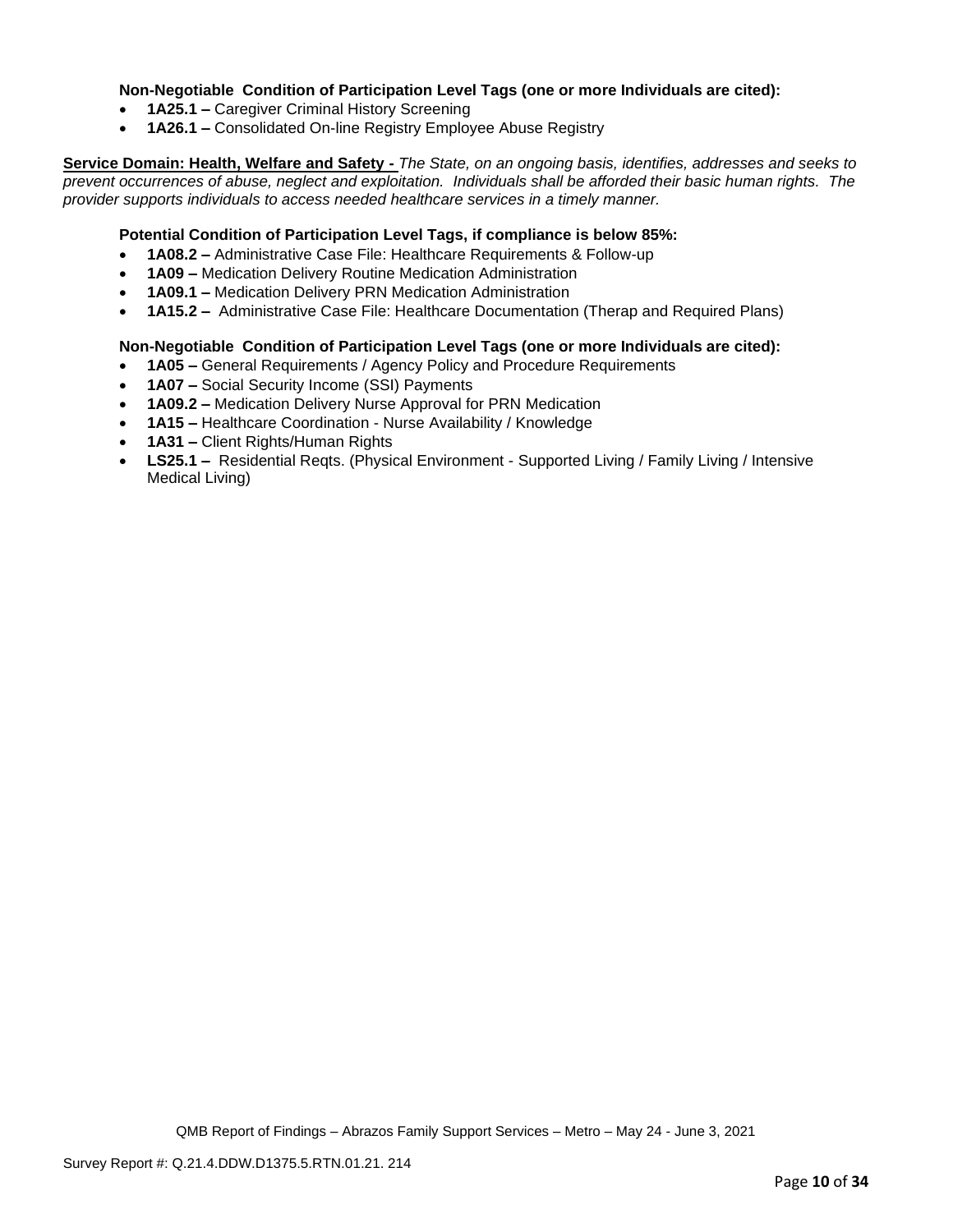**Non-Negotiable Condition of Participation Level Tags (one or more Individuals are cited):**

- **1A25.1 –** Caregiver Criminal History Screening
- **1A26.1 –** Consolidated On-line Registry Employee Abuse Registry

**Service Domain: Health, Welfare and Safety -** *The State, on an ongoing basis, identifies, addresses and seeks to prevent occurrences of abuse, neglect and exploitation. Individuals shall be afforded their basic human rights. The provider supports individuals to access needed healthcare services in a timely manner.*

**Potential Condition of Participation Level Tags, if compliance is below 85%:**

- **1A08.2 –** Administrative Case File: Healthcare Requirements & Follow-up
- **1A09 –** Medication Delivery Routine Medication Administration
- **1A09.1 –** Medication Delivery PRN Medication Administration
- **1A15.2 –** Administrative Case File: Healthcare Documentation (Therap and Required Plans)

**Non-Negotiable Condition of Participation Level Tags (one or more Individuals are cited):**

- **1A05 –** General Requirements / Agency Policy and Procedure Requirements
- **1A07 –** Social Security Income (SSI) Payments
- **1A09.2 –** Medication Delivery Nurse Approval for PRN Medication
- **1A15 –** Healthcare Coordination - Nurse Availability / Knowledge
- **1A31 –** Client Rights/Human Rights
- **LS25.1 –** Residential Reqts. (Physical Environment - Supported Living / Family Living / Intensive Medical Living)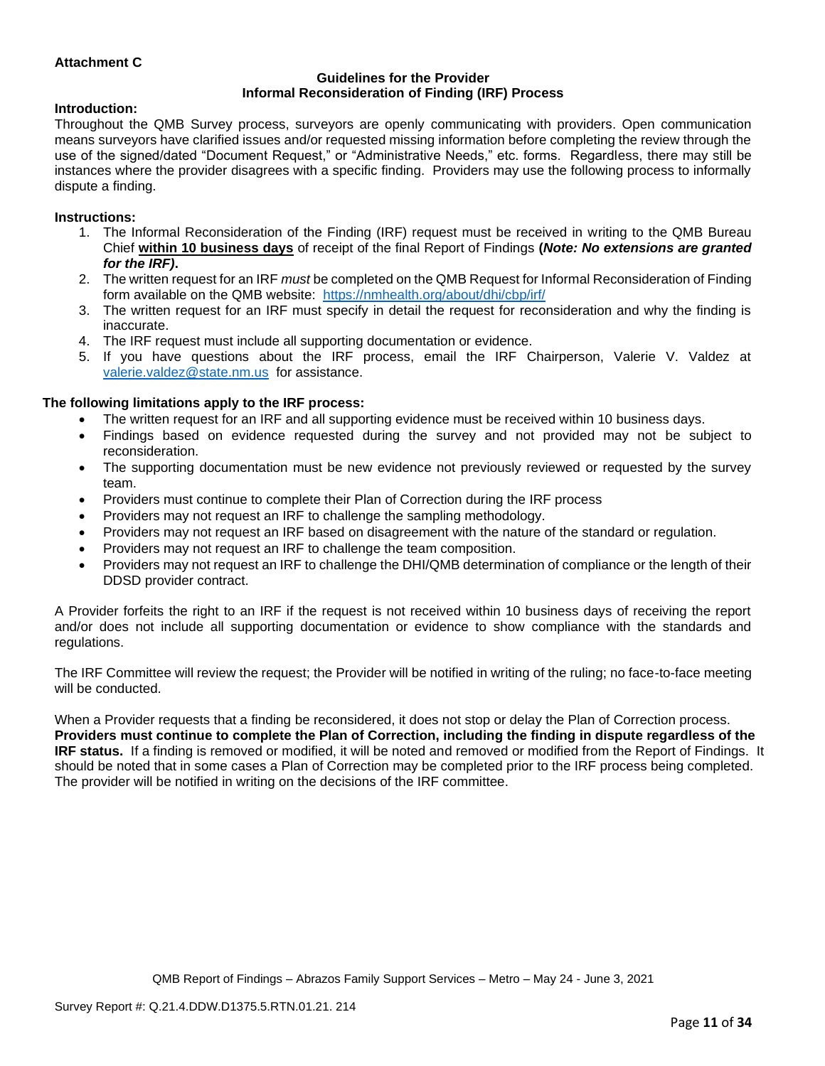**Attachment C**

**Guidelines for the Provider**
**Informal Reconsideration of Finding (IRF) Process**

**Introduction:**

Throughout the QMB Survey process, surveyors are openly communicating with providers. Open communication means surveyors have clarified issues and/or requested missing information before completing the review through the use of the signed/dated "Document Request," or "Administrative Needs," etc. forms. Regardless, there may still be instances where the provider disagrees with a specific finding. Providers may use the following process to informally dispute a finding.

**Instructions:**

1. The Informal Reconsideration of the Finding (IRF) request must be received in writing to the QMB Bureau Chief **within 10 business days** of receipt of the final Report of Findings **(*Note: No extensions are granted for the IRF)*.**
2. The written request for an IRF *must* be completed on the QMB Request for Informal Reconsideration of Finding form available on the QMB website: https://nmhealth.org/about/dhi/cbp/irf/
3. The written request for an IRF must specify in detail the request for reconsideration and why the finding is inaccurate.
4. The IRF request must include all supporting documentation or evidence.
5. If you have questions about the IRF process, email the IRF Chairperson, Valerie V. Valdez at valerie.valdez@state.nm.us for assistance.

**The following limitations apply to the IRF process:**

- The written request for an IRF and all supporting evidence must be received within 10 business days.
- Findings based on evidence requested during the survey and not provided may not be subject to reconsideration.
- The supporting documentation must be new evidence not previously reviewed or requested by the survey team.
- Providers must continue to complete their Plan of Correction during the IRF process
- Providers may not request an IRF to challenge the sampling methodology.
- Providers may not request an IRF based on disagreement with the nature of the standard or regulation.
- Providers may not request an IRF to challenge the team composition.
- Providers may not request an IRF to challenge the DHI/QMB determination of compliance or the length of their DDSD provider contract.

A Provider forfeits the right to an IRF if the request is not received within 10 business days of receiving the report and/or does not include all supporting documentation or evidence to show compliance with the standards and regulations.

The IRF Committee will review the request; the Provider will be notified in writing of the ruling; no face-to-face meeting will be conducted.

When a Provider requests that a finding be reconsidered, it does not stop or delay the Plan of Correction process. **Providers must continue to complete the Plan of Correction, including the finding in dispute regardless of the IRF status.** If a finding is removed or modified, it will be noted and removed or modified from the Report of Findings. It should be noted that in some cases a Plan of Correction may be completed prior to the IRF process being completed. The provider will be notified in writing on the decisions of the IRF committee.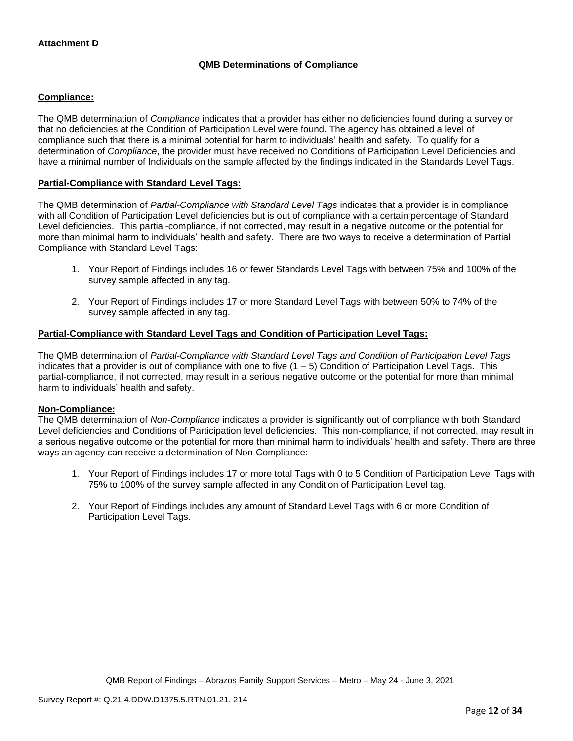**Attachment D**

**QMB Determinations of Compliance**

**Compliance:**

The QMB determination of *Compliance* indicates that a provider has either no deficiencies found during a survey or that no deficiencies at the Condition of Participation Level were found. The agency has obtained a level of compliance such that there is a minimal potential for harm to individuals' health and safety. To qualify for a determination of *Compliance*, the provider must have received no Conditions of Participation Level Deficiencies and have a minimal number of Individuals on the sample affected by the findings indicated in the Standards Level Tags.

**Partial-Compliance with Standard Level Tags:**

The QMB determination of *Partial-Compliance with Standard Level Tags* indicates that a provider is in compliance with all Condition of Participation Level deficiencies but is out of compliance with a certain percentage of Standard Level deficiencies. This partial-compliance, if not corrected, may result in a negative outcome or the potential for more than minimal harm to individuals' health and safety. There are two ways to receive a determination of Partial Compliance with Standard Level Tags:

1. Your Report of Findings includes 16 or fewer Standards Level Tags with between 75% and 100% of the survey sample affected in any tag.
2. Your Report of Findings includes 17 or more Standard Level Tags with between 50% to 74% of the survey sample affected in any tag.

**Partial-Compliance with Standard Level Tags and Condition of Participation Level Tags:**

The QMB determination of *Partial-Compliance with Standard Level Tags and Condition of Participation Level Tags* indicates that a provider is out of compliance with one to five (1 – 5) Condition of Participation Level Tags. This partial-compliance, if not corrected, may result in a serious negative outcome or the potential for more than minimal harm to individuals' health and safety.

**Non-Compliance:**

The QMB determination of *Non-Compliance* indicates a provider is significantly out of compliance with both Standard Level deficiencies and Conditions of Participation level deficiencies. This non-compliance, if not corrected, may result in a serious negative outcome or the potential for more than minimal harm to individuals' health and safety. There are three ways an agency can receive a determination of Non-Compliance:

1. Your Report of Findings includes 17 or more total Tags with 0 to 5 Condition of Participation Level Tags with 75% to 100% of the survey sample affected in any Condition of Participation Level tag.
2. Your Report of Findings includes any amount of Standard Level Tags with 6 or more Condition of Participation Level Tags.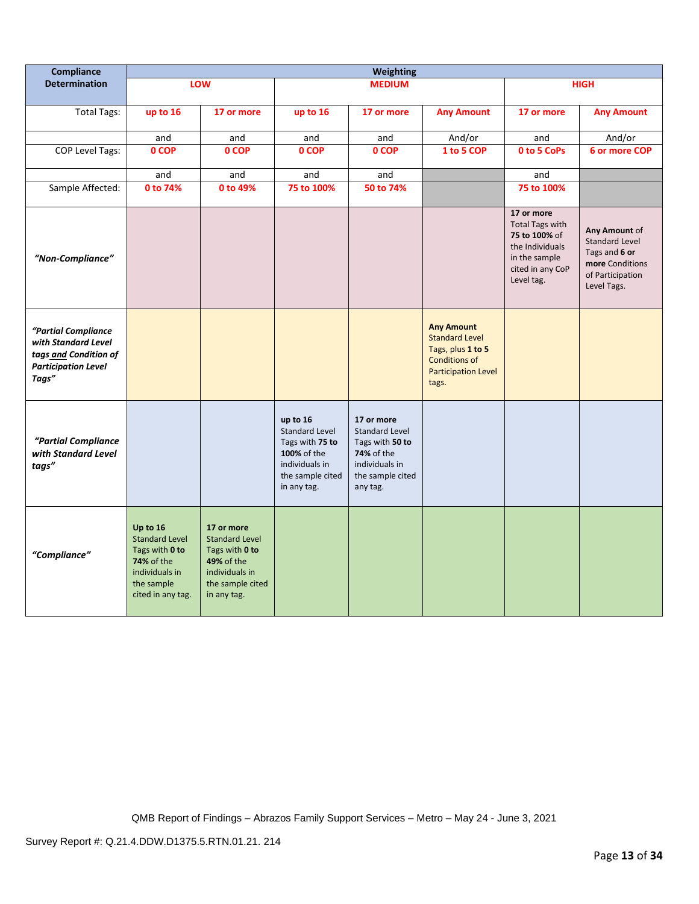| Compliance Determination | Weighting | | | | | | |
|---|---|---|---|---|---|---|---|
| | LOW | | MEDIUM | | | HIGH | |
| Total Tags: | up to 16 | 17 or more | up to 16 | 17 or more | Any Amount | 17 or more | Any Amount |
| | and | and | and | and | And/or | and | And/or |
| COP Level Tags: | 0 COP | 0 COP | 0 COP | 0 COP | 1 to 5 COP | 0 to 5 CoPs | 6 or more COP |
| | and | and | and | and | | and | |
| Sample Affected: | 0 to 74% | 0 to 49% | 75 to 100% | 50 to 74% | | 75 to 100% | |
| *"Non-Compliance"* | | | | | | **17 or more** Total Tags with **75 to 100%** of the Individuals in the sample cited in any CoP Level tag. | **Any Amount** of Standard Level Tags and **6 or more** Conditions of Participation Level Tags. |
| ***"Partial Compliance with Standard Level tags and Condition of Participation Level Tags"*** | | | | | **Any Amount** Standard Level Tags, plus **1 to 5** Conditions of Participation Level tags. | | |
| ***"Partial Compliance with Standard Level tags"*** | | | **up to 16** Standard Level Tags with **75 to 100%** of the individuals in the sample cited in any tag. | **17 or more** Standard Level Tags with **50 to 74%** of the individuals in the sample cited any tag. | | | |
| ***"Compliance"*** | **Up to 16** Standard Level Tags with **0 to 74%** of the individuals in the sample cited in any tag. | **17 or more** Standard Level Tags with **0 to 49%** of the individuals in the sample cited in any tag. | | | | | |

QMB Report of Findings – Abrazos Family Support Services – Metro – May 24 - June 3, 2021

Survey Report #: Q.21.4.DDW.D1375.5.RTN.01.21. 214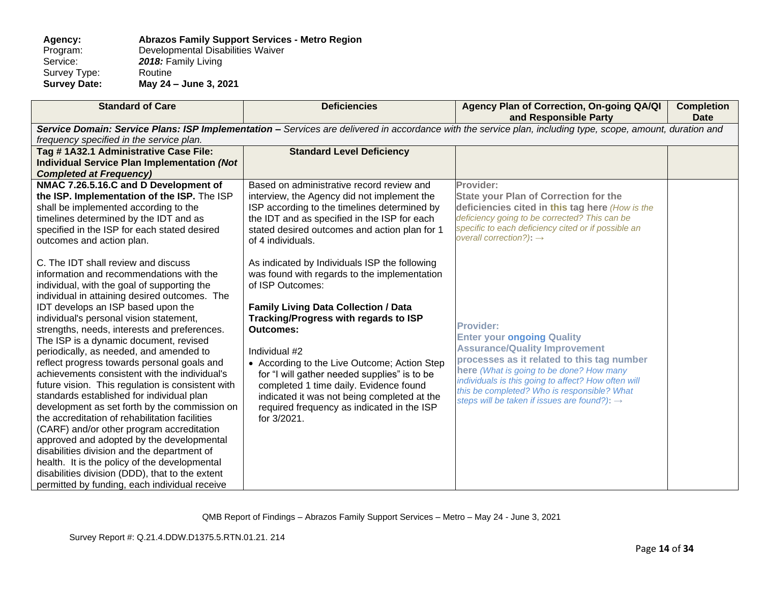**Agency:** **Abrazos Family Support Services - Metro Region**
Program: Developmental Disabilities Waiver
Service: ***2018:*** Family Living
Survey Type: Routine
**Survey Date:** **May 24 – June 3, 2021**

| Standard of Care | Deficiencies | Agency Plan of Correction, On-going QA/QI and Responsible Party | Completion Date |
|---|---|---|---|
| ***Service Domain: Service Plans: ISP Implementation –*** *Services are delivered in accordance with the service plan, including type, scope, amount, duration and frequency specified in the service plan.* | | | |
| **Tag # 1A32.1 Administrative Case File: Individual Service Plan Implementation *(Not Completed at Frequency)*** | **Standard Level Deficiency** | | |
| **NMAC 7.26.5.16.C and D Development of the ISP. Implementation of the ISP.** The ISP shall be implemented according to the timelines determined by the IDT and as specified in the ISP for each stated desired outcomes and action plan.<br><br>C. The IDT shall review and discuss information and recommendations with the individual, with the goal of supporting the individual in attaining desired outcomes. The IDT develops an ISP based upon the individual's personal vision statement, strengths, needs, interests and preferences. The ISP is a dynamic document, revised periodically, as needed, and amended to reflect progress towards personal goals and achievements consistent with the individual's future vision. This regulation is consistent with standards established for individual plan development as set forth by the commission on the accreditation of rehabilitation facilities (CARF) and/or other program accreditation approved and adopted by the developmental disabilities division and the department of health. It is the policy of the developmental disabilities division (DDD), that to the extent permitted by funding, each individual receive | Based on administrative record review and interview, the Agency did not implement the ISP according to the timelines determined by the IDT and as specified in the ISP for each stated desired outcomes and action plan for 1 of 4 individuals.<br><br>As indicated by Individuals ISP the following was found with regards to the implementation of ISP Outcomes:<br><br>**Family Living Data Collection / Data Tracking/Progress with regards to ISP Outcomes:**<br><br>Individual #2<br>• According to the Live Outcome; Action Step for "I will gather needed supplies" is to be completed 1 time daily. Evidence found indicated it was not being completed at the required frequency as indicated in the ISP for 3/2021. | **Provider:**<br>**State your Plan of Correction for the deficiencies cited in this tag here** *(How is the deficiency going to be corrected? This can be specific to each deficiency cited or if possible an overall correction?)*: →<br><br>**Provider:**<br>**Enter your ongoing Quality Assurance/Quality Improvement processes as it related to this tag number here** *(What is going to be done? How many individuals is this going to affect? How often will this be completed? Who is responsible? What steps will be taken if issues are found?)*: → | |

QMB Report of Findings – Abrazos Family Support Services – Metro – May 24 - June 3, 2021

Survey Report #: Q.21.4.DDW.D1375.5.RTN.01.21. 214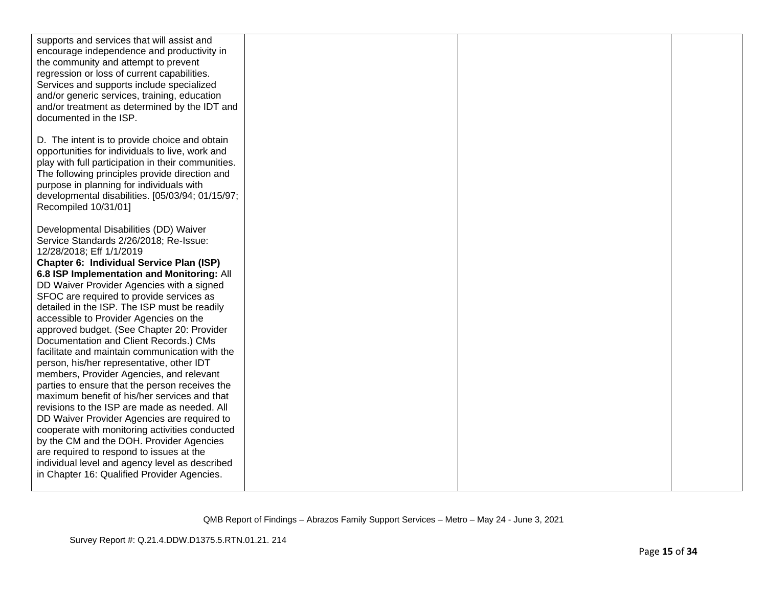| | | | |
|---|---|---|---|
| supports and services that will assist and encourage independence and productivity in the community and attempt to prevent regression or loss of current capabilities. Services and supports include specialized and/or generic services, training, education and/or treatment as determined by the IDT and documented in the ISP.<br><br>D. The intent is to provide choice and obtain opportunities for individuals to live, work and play with full participation in their communities. The following principles provide direction and purpose in planning for individuals with developmental disabilities. [05/03/94; 01/15/97; Recompiled 10/31/01]<br><br>Developmental Disabilities (DD) Waiver Service Standards 2/26/2018; Re-Issue: 12/28/2018; Eff 1/1/2019<br>**Chapter 6: Individual Service Plan (ISP)**<br>**6.8 ISP Implementation and Monitoring:** All DD Waiver Provider Agencies with a signed SFOC are required to provide services as detailed in the ISP. The ISP must be readily accessible to Provider Agencies on the approved budget. (See Chapter 20: Provider Documentation and Client Records.) CMs facilitate and maintain communication with the person, his/her representative, other IDT members, Provider Agencies, and relevant parties to ensure that the person receives the maximum benefit of his/her services and that revisions to the ISP are made as needed. All DD Waiver Provider Agencies are required to cooperate with monitoring activities conducted by the CM and the DOH. Provider Agencies are required to respond to issues at the individual level and agency level as described in Chapter 16: Qualified Provider Agencies. | | | |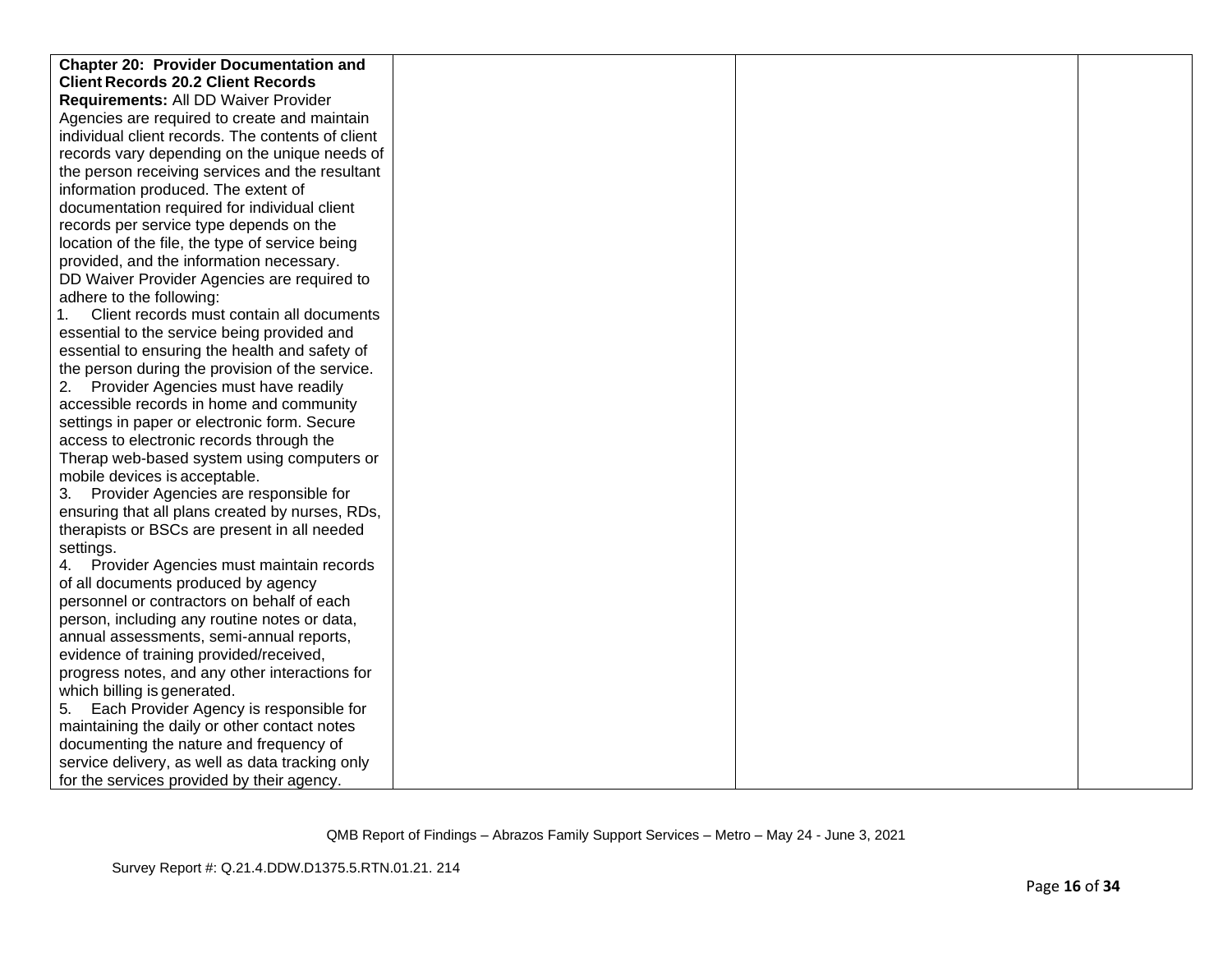| | | | |
|---|---|---|---|
| **Chapter 20: Provider Documentation and Client Records 20.2 Client Records Requirements:** All DD Waiver Provider Agencies are required to create and maintain individual client records. The contents of client records vary depending on the unique needs of the person receiving services and the resultant information produced. The extent of documentation required for individual client records per service type depends on the location of the file, the type of service being provided, and the information necessary.<br>DD Waiver Provider Agencies are required to adhere to the following:<br>1. Client records must contain all documents essential to the service being provided and essential to ensuring the health and safety of the person during the provision of the service.<br>2. Provider Agencies must have readily accessible records in home and community settings in paper or electronic form. Secure access to electronic records through the Therap web-based system using computers or mobile devices is acceptable.<br>3. Provider Agencies are responsible for ensuring that all plans created by nurses, RDs, therapists or BSCs are present in all needed settings.<br>4. Provider Agencies must maintain records of all documents produced by agency personnel or contractors on behalf of each person, including any routine notes or data, annual assessments, semi-annual reports, evidence of training provided/received, progress notes, and any other interactions for which billing is generated.<br>5. Each Provider Agency is responsible for maintaining the daily or other contact notes documenting the nature and frequency of service delivery, as well as data tracking only for the services provided by their agency. | | | |

QMB Report of Findings – Abrazos Family Support Services – Metro – May 24 - June 3, 2021

Survey Report #: Q.21.4.DDW.D1375.5.RTN.01.21. 214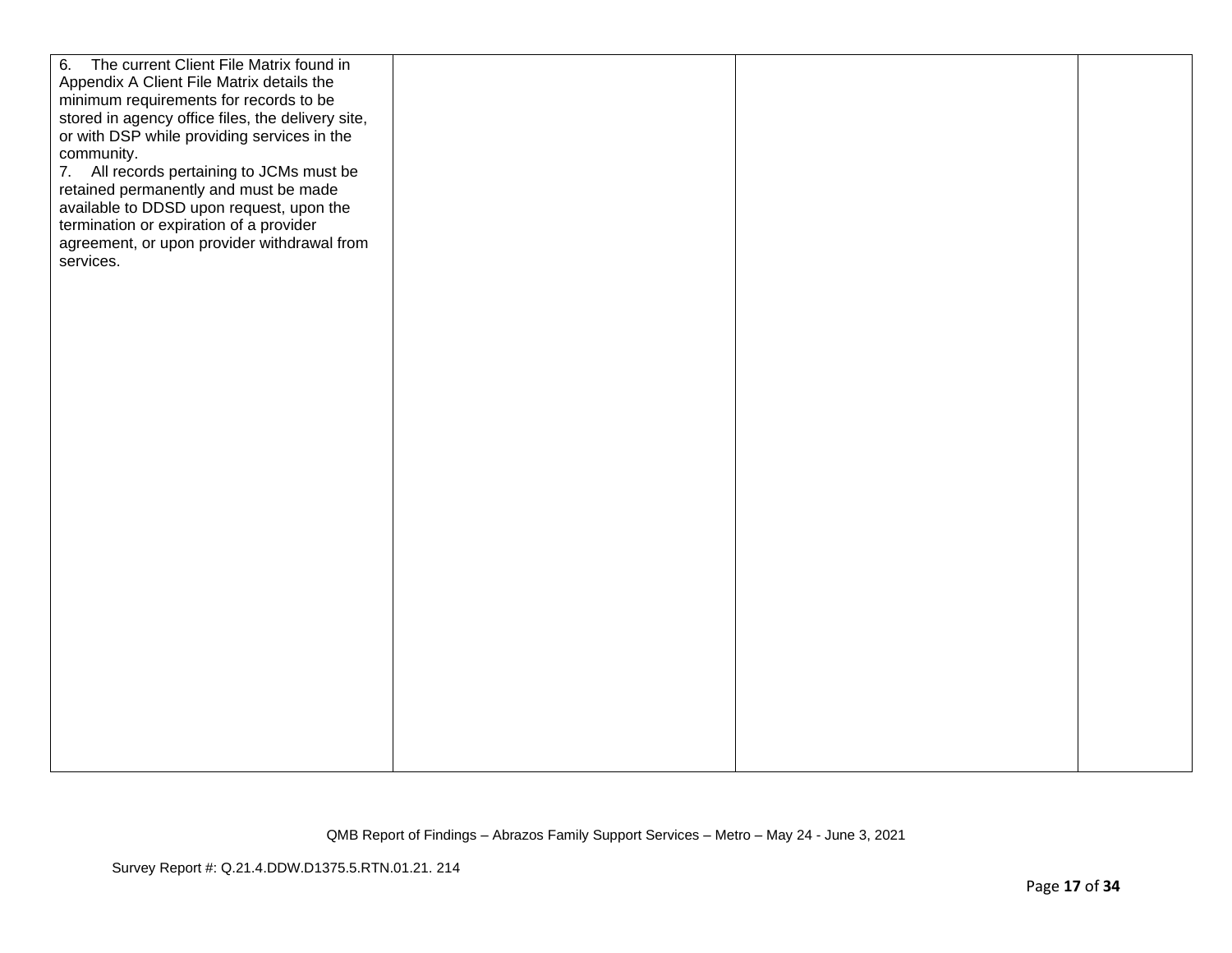| | | | |
|---|---|---|---|
| 6. The current Client File Matrix found in Appendix A Client File Matrix details the minimum requirements for records to be stored in agency office files, the delivery site, or with DSP while providing services in the community.<br>7. All records pertaining to JCMs must be retained permanently and must be made available to DDSD upon request, upon the termination or expiration of a provider agreement, or upon provider withdrawal from services. | | | |

QMB Report of Findings – Abrazos Family Support Services – Metro – May 24 - June 3, 2021

Survey Report #: Q.21.4.DDW.D1375.5.RTN.01.21. 214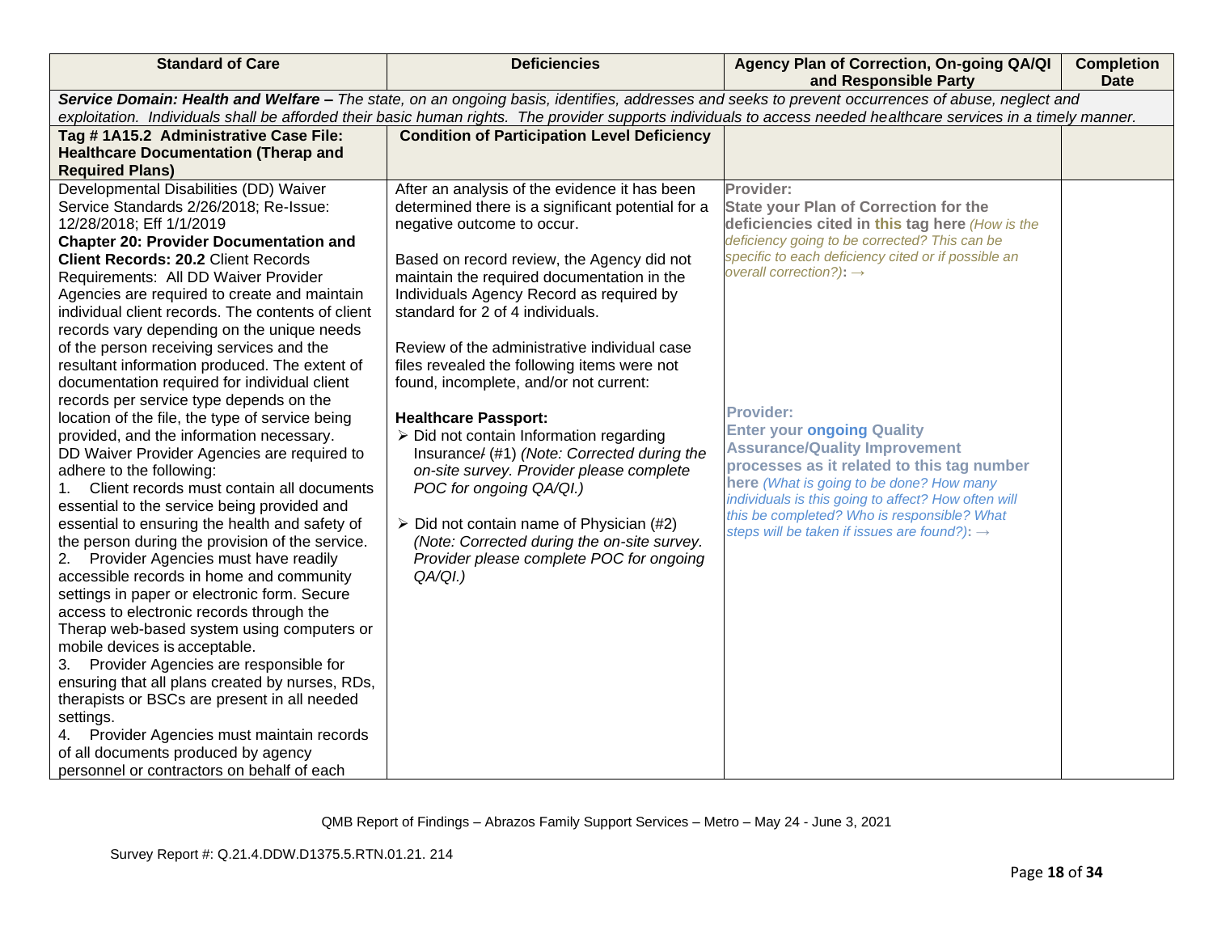| Standard of Care | Deficiencies | Agency Plan of Correction, On-going QA/QI and Responsible Party | Completion Date |
|---|---|---|---|
| ***Service Domain: Health and Welfare –*** *The state, on an ongoing basis, identifies, addresses and seeks to prevent occurrences of abuse, neglect and exploitation. Individuals shall be afforded their basic human rights. The provider supports individuals to access needed healthcare services in a timely manner.* | | | |
| **Tag # 1A15.2 Administrative Case File: Healthcare Documentation (Therap and Required Plans)** | **Condition of Participation Level Deficiency** | | |
| Developmental Disabilities (DD) Waiver Service Standards 2/26/2018; Re-Issue: 12/28/2018; Eff 1/1/2019<br>**Chapter 20: Provider Documentation and Client Records: 20.2** Client Records Requirements: All DD Waiver Provider Agencies are required to create and maintain individual client records. The contents of client records vary depending on the unique needs of the person receiving services and the resultant information produced. The extent of documentation required for individual client records per service type depends on the location of the file, the type of service being provided, and the information necessary.<br>DD Waiver Provider Agencies are required to adhere to the following:<br>1. Client records must contain all documents essential to the service being provided and essential to ensuring the health and safety of the person during the provision of the service.<br>2. Provider Agencies must have readily accessible records in home and community settings in paper or electronic form. Secure access to electronic records through the Therap web-based system using computers or mobile devices is acceptable.<br>3. Provider Agencies are responsible for ensuring that all plans created by nurses, RDs, therapists or BSCs are present in all needed settings.<br>4. Provider Agencies must maintain records of all documents produced by agency personnel or contractors on behalf of each | After an analysis of the evidence it has been determined there is a significant potential for a negative outcome to occur.<br><br>Based on record review, the Agency did not maintain the required documentation in the Individuals Agency Record as required by standard for 2 of 4 individuals.<br><br>Review of the administrative individual case files revealed the following items were not found, incomplete, and/or not current:<br><br>**Healthcare Passport:**<br>➢ Did not contain Information regarding Insurance/ (#1) *(Note: Corrected during the on-site survey. Provider please complete POC for ongoing QA/QI.)*<br><br>➢ Did not contain name of Physician (#2) *(Note: Corrected during the on-site survey. Provider please complete POC for ongoing QA/QI.)* | **Provider:**<br>**State your Plan of Correction for the deficiencies cited in this tag here** *(How is the deficiency going to be corrected? This can be specific to each deficiency cited or if possible an overall correction?):* →<br><br>**Provider:**<br>**Enter your ongoing Quality Assurance/Quality Improvement processes as it related to this tag number here** *(What is going to be done? How many individuals is this going to affect? How often will this be completed? Who is responsible? What steps will be taken if issues are found?):* → | |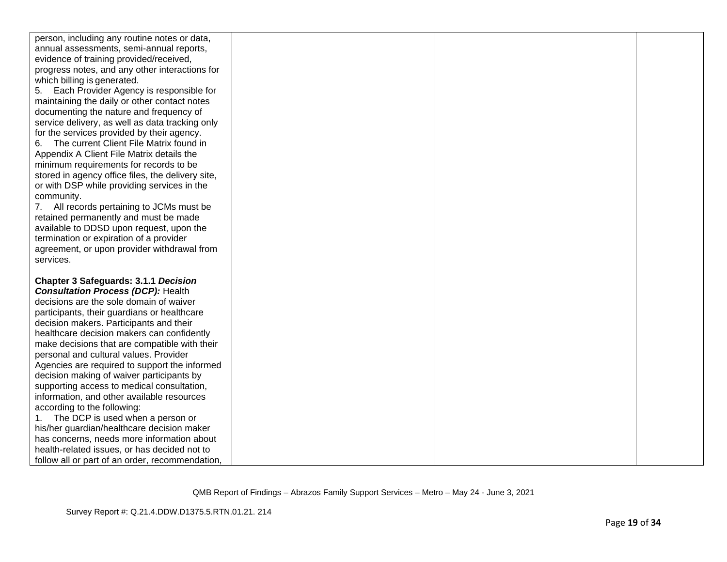| | | | |
|---|---|---|---|
| person, including any routine notes or data, annual assessments, semi-annual reports, evidence of training provided/received, progress notes, and any other interactions for which billing is generated.<br>5. Each Provider Agency is responsible for maintaining the daily or other contact notes documenting the nature and frequency of service delivery, as well as data tracking only for the services provided by their agency.<br>6. The current Client File Matrix found in Appendix A Client File Matrix details the minimum requirements for records to be stored in agency office files, the delivery site, or with DSP while providing services in the community.<br>7. All records pertaining to JCMs must be retained permanently and must be made available to DDSD upon request, upon the termination or expiration of a provider agreement, or upon provider withdrawal from services.<br><br>**Chapter 3 Safeguards: 3.1.1 *Decision Consultation Process (DCP):*** Health decisions are the sole domain of waiver participants, their guardians or healthcare decision makers. Participants and their healthcare decision makers can confidently make decisions that are compatible with their personal and cultural values. Provider Agencies are required to support the informed decision making of waiver participants by supporting access to medical consultation, information, and other available resources according to the following:<br>1. The DCP is used when a person or his/her guardian/healthcare decision maker has concerns, needs more information about health-related issues, or has decided not to follow all or part of an order, recommendation, | | | |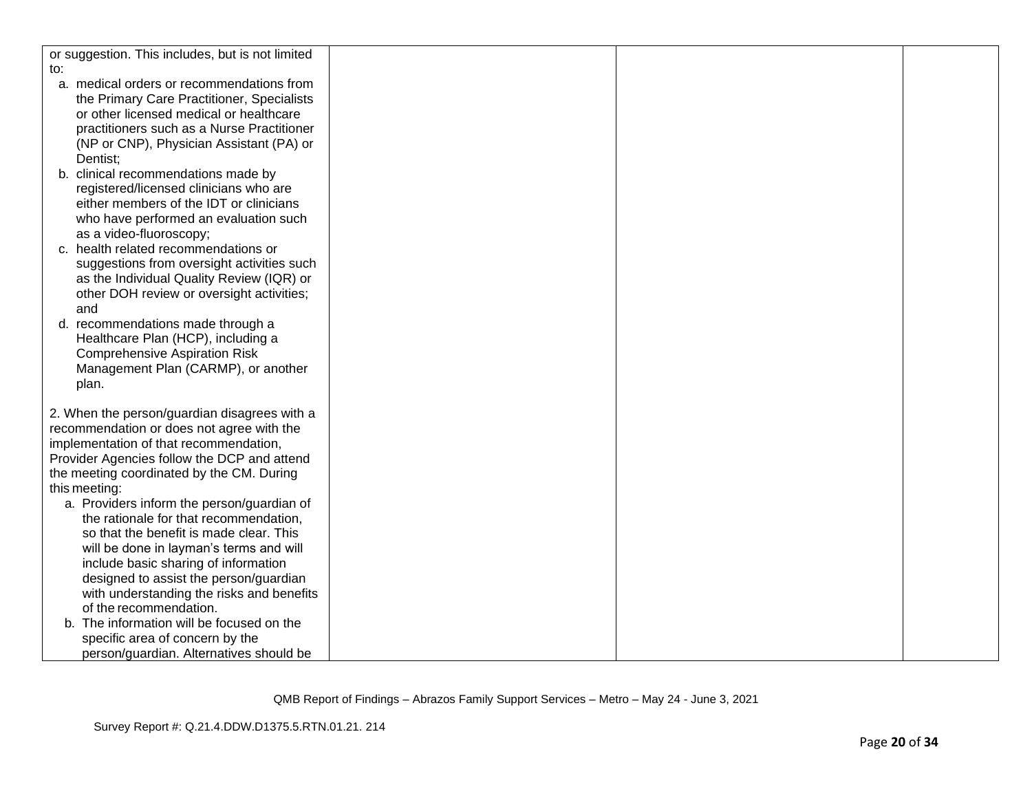| | | | |
|---|---|---|---|
| or suggestion. This includes, but is not limited to:<br>a. medical orders or recommendations from the Primary Care Practitioner, Specialists or other licensed medical or healthcare practitioners such as a Nurse Practitioner (NP or CNP), Physician Assistant (PA) or Dentist;<br>b. clinical recommendations made by registered/licensed clinicians who are either members of the IDT or clinicians who have performed an evaluation such as a video-fluoroscopy;<br>c. health related recommendations or suggestions from oversight activities such as the Individual Quality Review (IQR) or other DOH review or oversight activities; and<br>d. recommendations made through a Healthcare Plan (HCP), including a Comprehensive Aspiration Risk Management Plan (CARMP), or another plan.<br><br>2. When the person/guardian disagrees with a recommendation or does not agree with the implementation of that recommendation, Provider Agencies follow the DCP and attend the meeting coordinated by the CM. During this meeting:<br>a. Providers inform the person/guardian of the rationale for that recommendation, so that the benefit is made clear. This will be done in layman's terms and will include basic sharing of information designed to assist the person/guardian with understanding the risks and benefits of the recommendation.<br>b. The information will be focused on the specific area of concern by the person/guardian. Alternatives should be | | | |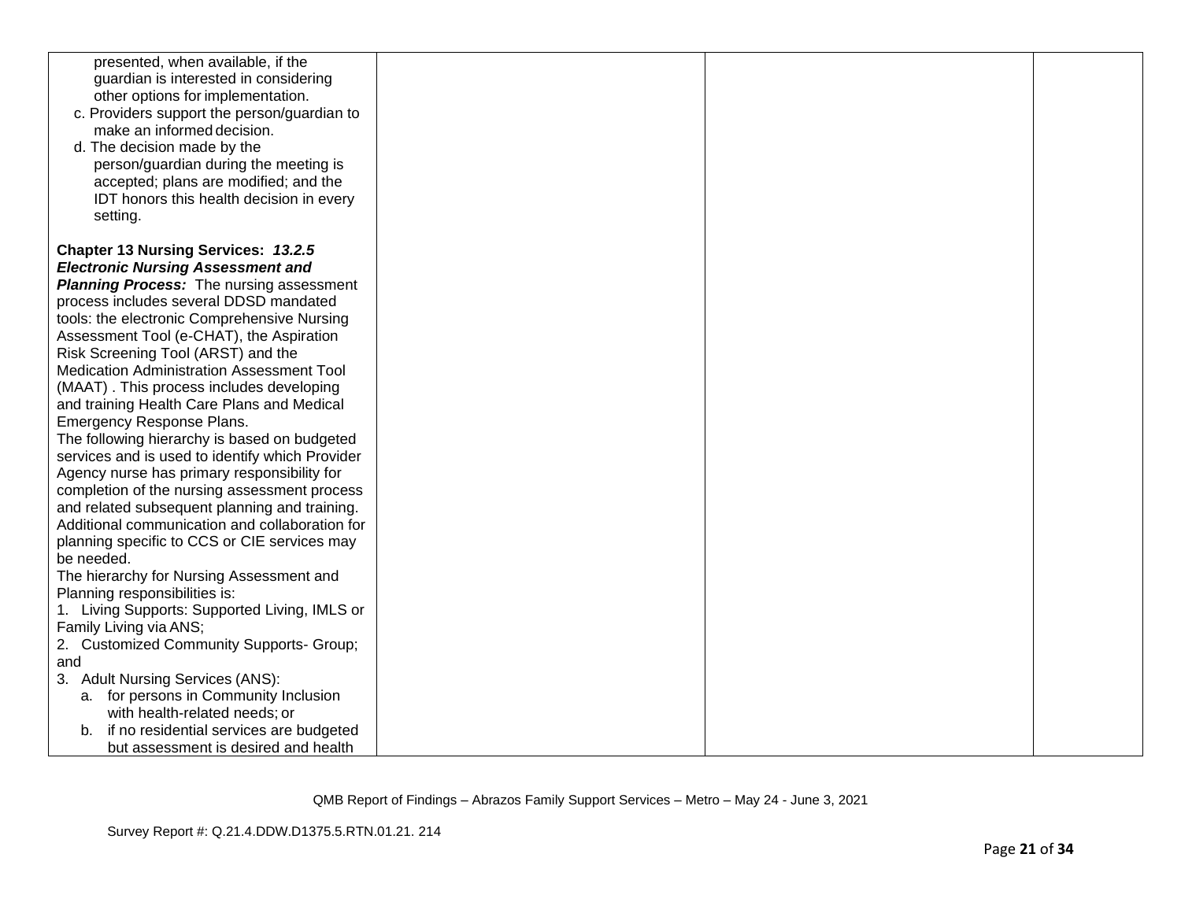| | | | |
|---|---|---|---|
| presented, when available, if the guardian is interested in considering other options for implementation.<br>c. Providers support the person/guardian to make an informed decision.<br>d. The decision made by the person/guardian during the meeting is accepted; plans are modified; and the IDT honors this health decision in every setting.<br><br>**Chapter 13 Nursing Services: *13.2.5 Electronic Nursing Assessment and Planning Process:*** The nursing assessment process includes several DDSD mandated tools: the electronic Comprehensive Nursing Assessment Tool (e-CHAT), the Aspiration Risk Screening Tool (ARST) and the Medication Administration Assessment Tool (MAAT) . This process includes developing and training Health Care Plans and Medical Emergency Response Plans.<br>The following hierarchy is based on budgeted services and is used to identify which Provider Agency nurse has primary responsibility for completion of the nursing assessment process and related subsequent planning and training. Additional communication and collaboration for planning specific to CCS or CIE services may be needed.<br>The hierarchy for Nursing Assessment and Planning responsibilities is:<br>1. Living Supports: Supported Living, IMLS or Family Living via ANS;<br>2. Customized Community Supports- Group; and<br>3. Adult Nursing Services (ANS):<br>a. for persons in Community Inclusion with health-related needs; or<br>b. if no residential services are budgeted but assessment is desired and health | | | |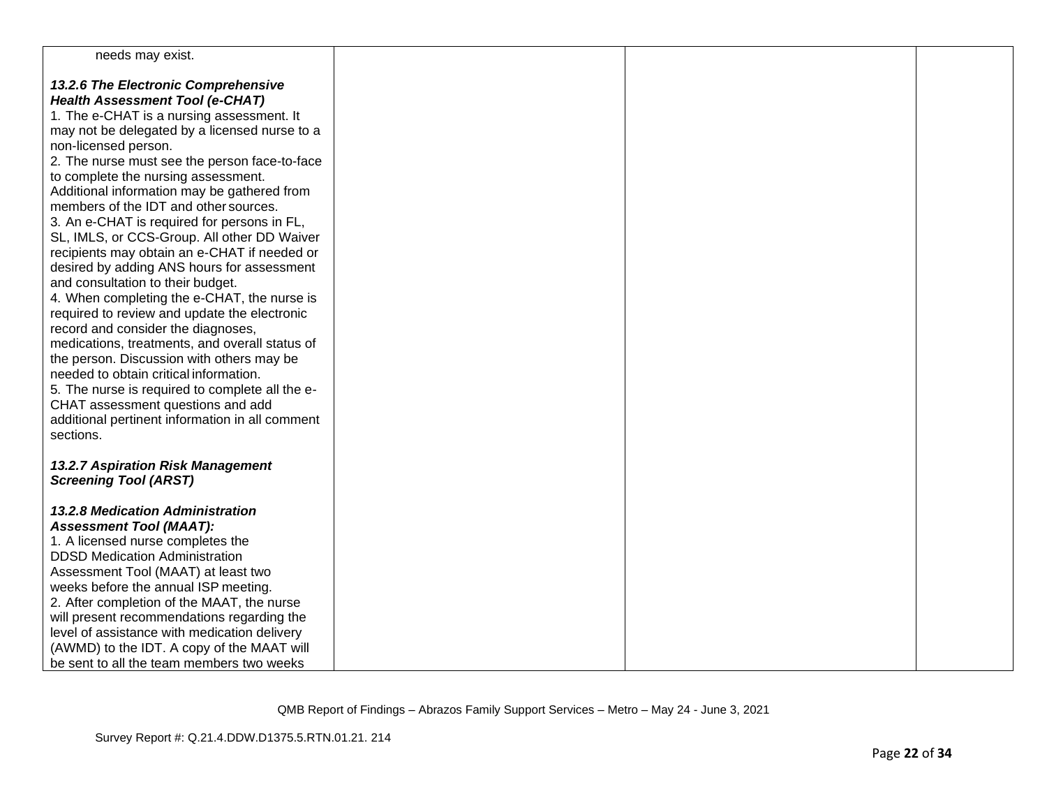| | | | |
|---|---|---|---|
| needs may exist.<br><br>***13.2.6 The Electronic Comprehensive Health Assessment Tool (e-CHAT)***<br>1. The e-CHAT is a nursing assessment. It may not be delegated by a licensed nurse to a non-licensed person.<br>2. The nurse must see the person face-to-face to complete the nursing assessment. Additional information may be gathered from members of the IDT and other sources.<br>3. An e-CHAT is required for persons in FL, SL, IMLS, or CCS-Group. All other DD Waiver recipients may obtain an e-CHAT if needed or desired by adding ANS hours for assessment and consultation to their budget.<br>4. When completing the e-CHAT, the nurse is required to review and update the electronic record and consider the diagnoses, medications, treatments, and overall status of the person. Discussion with others may be needed to obtain critical information.<br>5. The nurse is required to complete all the e-CHAT assessment questions and add additional pertinent information in all comment sections.<br><br>***13.2.7 Aspiration Risk Management Screening Tool (ARST)***<br><br>***13.2.8 Medication Administration Assessment Tool (MAAT):***<br>1. A licensed nurse completes the DDSD Medication Administration Assessment Tool (MAAT) at least two weeks before the annual ISP meeting.<br>2. After completion of the MAAT, the nurse will present recommendations regarding the level of assistance with medication delivery (AWMD) to the IDT. A copy of the MAAT will be sent to all the team members two weeks | | | |

QMB Report of Findings – Abrazos Family Support Services – Metro – May 24 - June 3, 2021

Survey Report #: Q.21.4.DDW.D1375.5.RTN.01.21. 214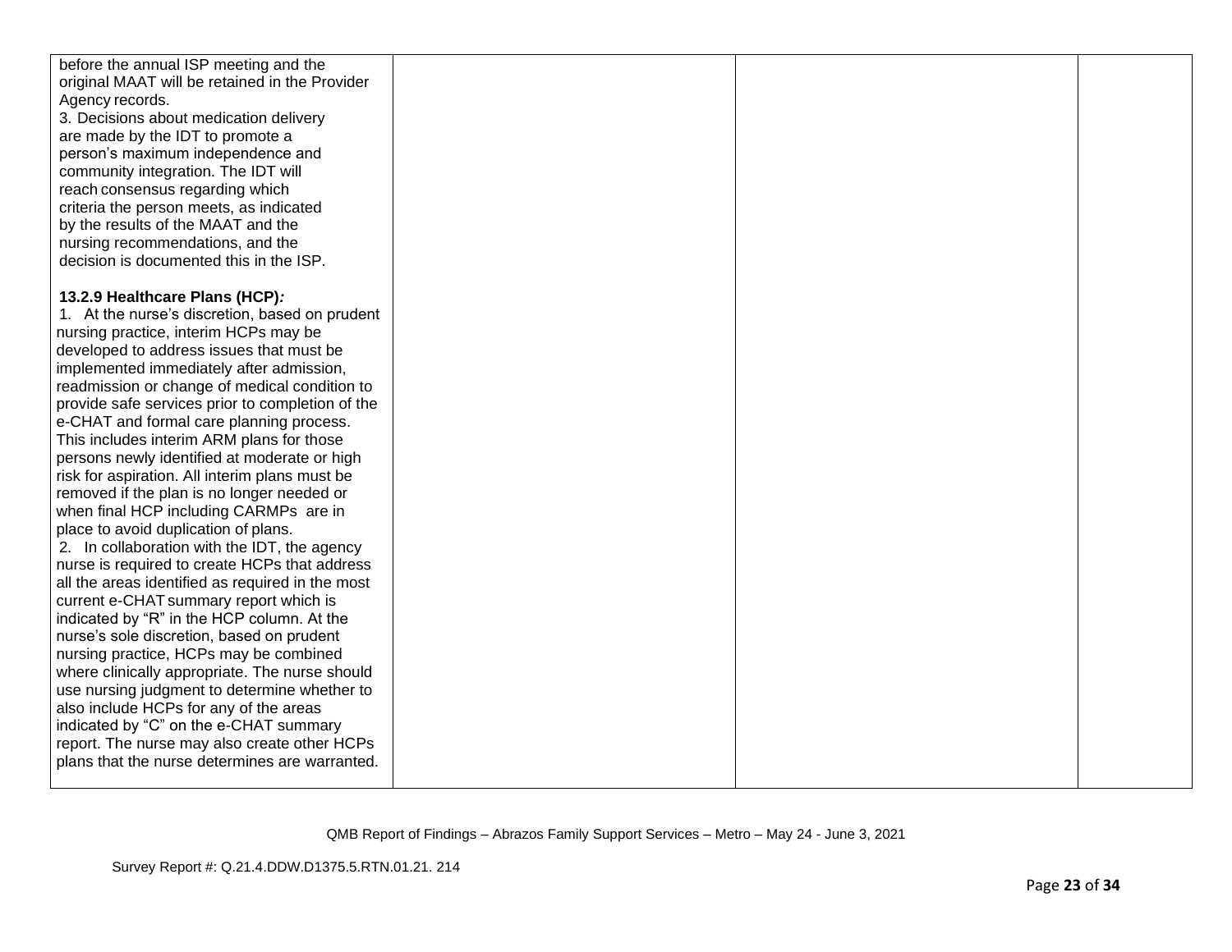| | | | |
|---|---|---|---|
| before the annual ISP meeting and the original MAAT will be retained in the Provider Agency records.<br>3. Decisions about medication delivery are made by the IDT to promote a person's maximum independence and community integration. The IDT will reach consensus regarding which criteria the person meets, as indicated by the results of the MAAT and the nursing recommendations, and the decision is documented this in the ISP.<br><br>**13.2.9 Healthcare Plans (HCP)*:***<br>1. At the nurse's discretion, based on prudent nursing practice, interim HCPs may be developed to address issues that must be implemented immediately after admission, readmission or change of medical condition to provide safe services prior to completion of the e-CHAT and formal care planning process. This includes interim ARM plans for those persons newly identified at moderate or high risk for aspiration. All interim plans must be removed if the plan is no longer needed or when final HCP including CARMPs are in place to avoid duplication of plans.<br>2. In collaboration with the IDT, the agency nurse is required to create HCPs that address all the areas identified as required in the most current e-CHAT summary report which is indicated by "R" in the HCP column. At the nurse's sole discretion, based on prudent nursing practice, HCPs may be combined where clinically appropriate. The nurse should use nursing judgment to determine whether to also include HCPs for any of the areas indicated by "C" on the e-CHAT summary report. The nurse may also create other HCPs plans that the nurse determines are warranted. | | | |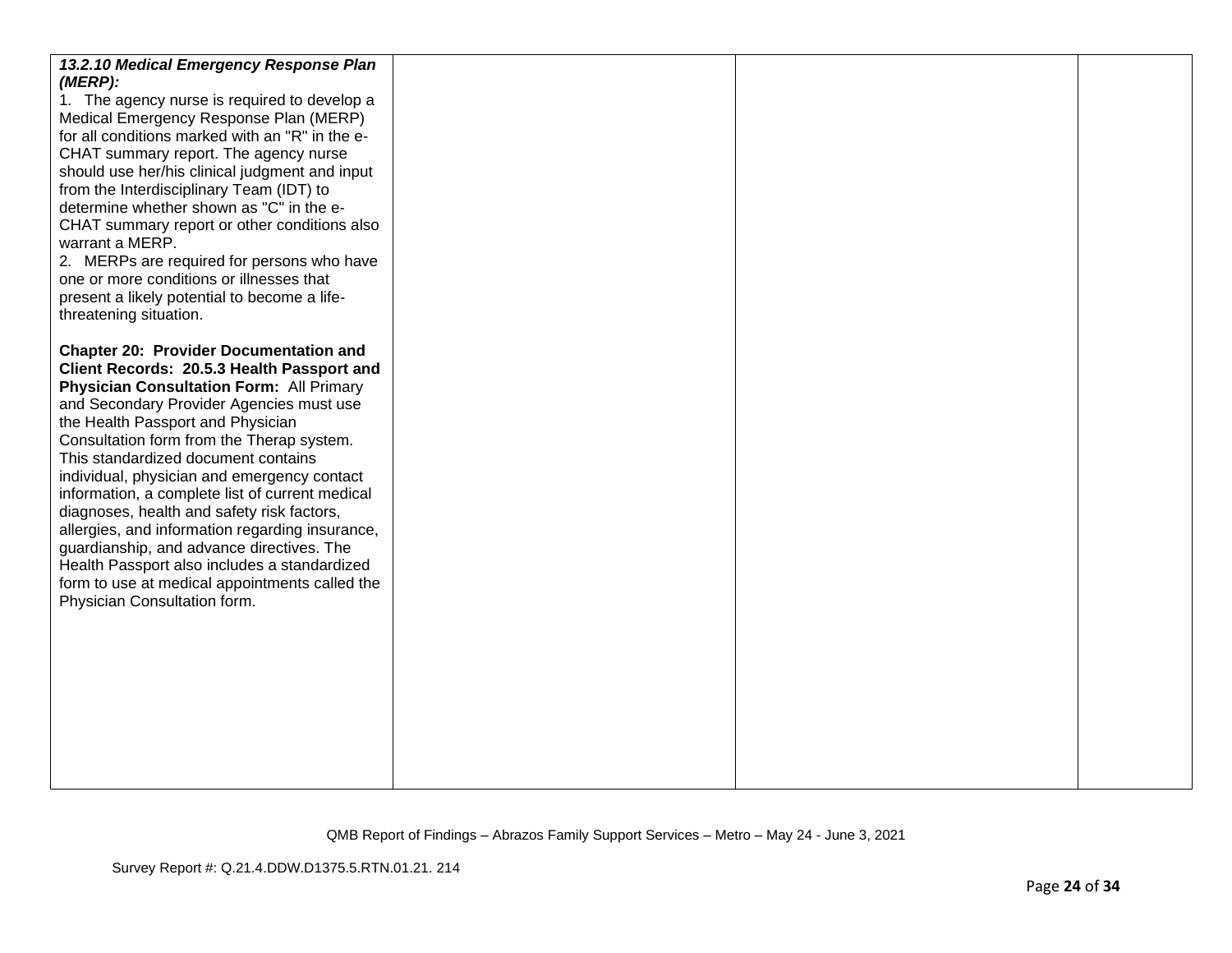| | | | |
|---|---|---|---|
| ***13.2.10 Medical Emergency Response Plan (MERP):***<br>1. The agency nurse is required to develop a Medical Emergency Response Plan (MERP) for all conditions marked with an "R" in the e-CHAT summary report. The agency nurse should use her/his clinical judgment and input from the Interdisciplinary Team (IDT) to determine whether shown as "C" in the e-CHAT summary report or other conditions also warrant a MERP.<br>2. MERPs are required for persons who have one or more conditions or illnesses that present a likely potential to become a life-threatening situation.<br><br>**Chapter 20: Provider Documentation and Client Records: 20.5.3 Health Passport and Physician Consultation Form:** All Primary and Secondary Provider Agencies must use the Health Passport and Physician Consultation form from the Therap system. This standardized document contains individual, physician and emergency contact information, a complete list of current medical diagnoses, health and safety risk factors, allergies, and information regarding insurance, guardianship, and advance directives. The Health Passport also includes a standardized form to use at medical appointments called the Physician Consultation form. | | | |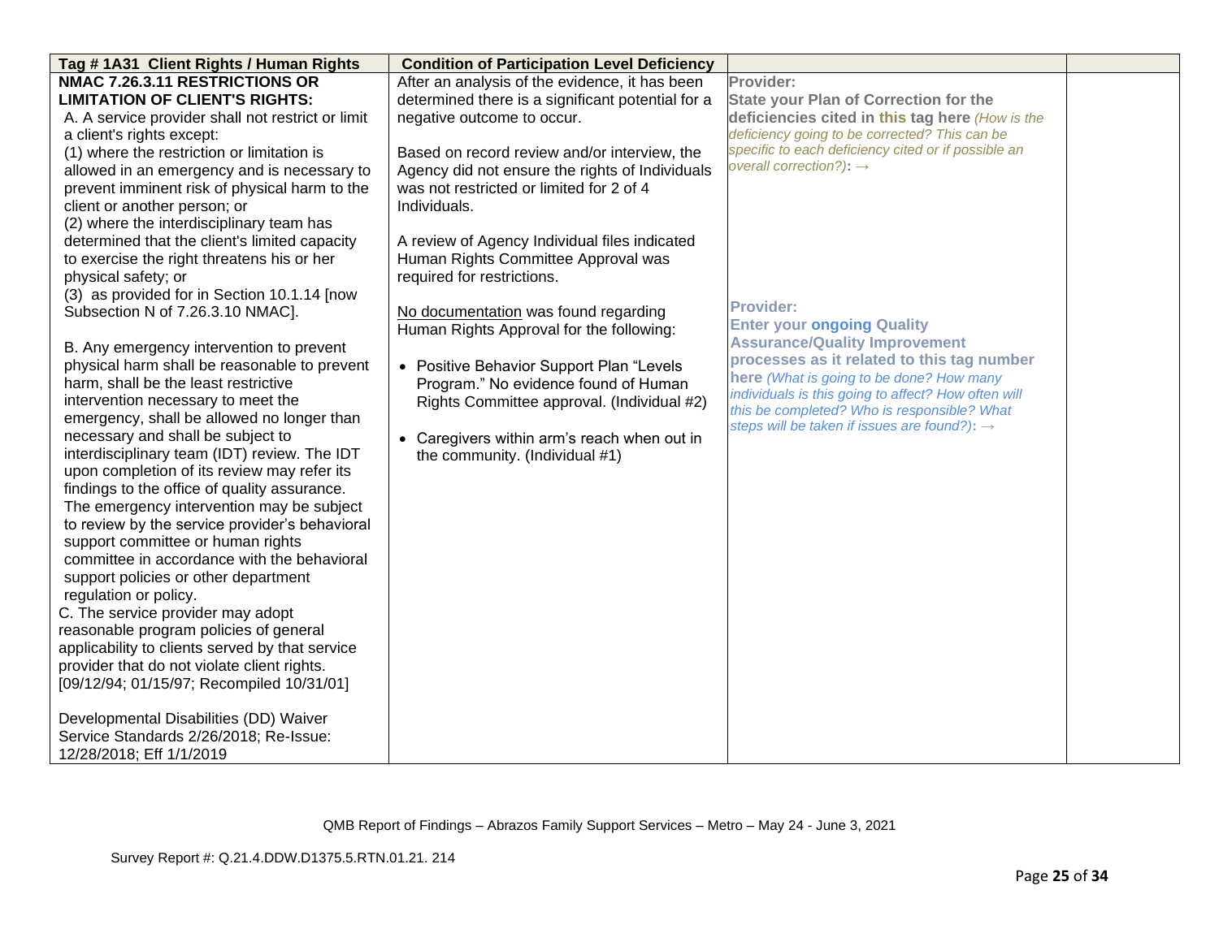| Tag # 1A31 Client Rights / Human Rights | Condition of Participation Level Deficiency | | |
|---|---|---|---|
| **NMAC 7.26.3.11 RESTRICTIONS OR LIMITATION OF CLIENT'S RIGHTS:**<br>A. A service provider shall not restrict or limit a client's rights except:<br>(1) where the restriction or limitation is allowed in an emergency and is necessary to prevent imminent risk of physical harm to the client or another person; or<br>(2) where the interdisciplinary team has determined that the client's limited capacity to exercise the right threatens his or her physical safety; or<br>(3) as provided for in Section 10.1.14 [now Subsection N of 7.26.3.10 NMAC].<br><br>B. Any emergency intervention to prevent physical harm shall be reasonable to prevent harm, shall be the least restrictive intervention necessary to meet the emergency, shall be allowed no longer than necessary and shall be subject to interdisciplinary team (IDT) review. The IDT upon completion of its review may refer its findings to the office of quality assurance. The emergency intervention may be subject to review by the service provider's behavioral support committee or human rights committee in accordance with the behavioral support policies or other department regulation or policy.<br>C. The service provider may adopt reasonable program policies of general applicability to clients served by that service provider that do not violate client rights.<br>[09/12/94; 01/15/97; Recompiled 10/31/01]<br><br>Developmental Disabilities (DD) Waiver Service Standards 2/26/2018; Re-Issue: 12/28/2018; Eff 1/1/2019 | After an analysis of the evidence, it has been determined there is a significant potential for a negative outcome to occur.<br><br>Based on record review and/or interview, the Agency did not ensure the rights of Individuals was not restricted or limited for 2 of 4 Individuals.<br><br>A review of Agency Individual files indicated Human Rights Committee Approval was required for restrictions.<br><br><u>No documentation</u> was found regarding Human Rights Approval for the following:<br><br>• Positive Behavior Support Plan "Levels Program." No evidence found of Human Rights Committee approval. (Individual #2)<br><br>• Caregivers within arm's reach when out in the community. (Individual #1) | **Provider:**<br>**State your Plan of Correction for the deficiencies cited in this tag here** *(How is the deficiency going to be corrected? This can be specific to each deficiency cited or if possible an overall correction?)*: →<br><br>**Provider:**<br>**Enter your ongoing Quality Assurance/Quality Improvement processes as it related to this tag number here** *(What is going to be done? How many individuals is this going to affect? How often will this be completed? Who is responsible? What steps will be taken if issues are found?)*: → | |

QMB Report of Findings – Abrazos Family Support Services – Metro – May 24 - June 3, 2021

Survey Report #: Q.21.4.DDW.D1375.5.RTN.01.21. 214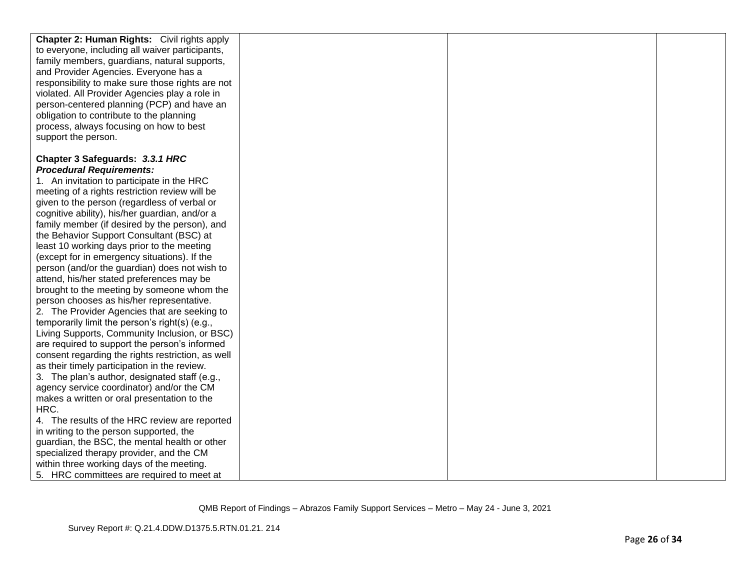| | | | |
|---|---|---|---|
| **Chapter 2: Human Rights:** Civil rights apply to everyone, including all waiver participants, family members, guardians, natural supports, and Provider Agencies. Everyone has a responsibility to make sure those rights are not violated. All Provider Agencies play a role in person-centered planning (PCP) and have an obligation to contribute to the planning process, always focusing on how to best support the person.<br><br>**Chapter 3 Safeguards:** ***3.3.1 HRC Procedural Requirements:***<br>1. An invitation to participate in the HRC meeting of a rights restriction review will be given to the person (regardless of verbal or cognitive ability), his/her guardian, and/or a family member (if desired by the person), and the Behavior Support Consultant (BSC) at least 10 working days prior to the meeting (except for in emergency situations). If the person (and/or the guardian) does not wish to attend, his/her stated preferences may be brought to the meeting by someone whom the person chooses as his/her representative.<br>2. The Provider Agencies that are seeking to temporarily limit the person's right(s) (e.g., Living Supports, Community Inclusion, or BSC) are required to support the person's informed consent regarding the rights restriction, as well as their timely participation in the review.<br>3. The plan's author, designated staff (e.g., agency service coordinator) and/or the CM makes a written or oral presentation to the HRC.<br>4. The results of the HRC review are reported in writing to the person supported, the guardian, the BSC, the mental health or other specialized therapy provider, and the CM within three working days of the meeting.<br>5. HRC committees are required to meet at | | | |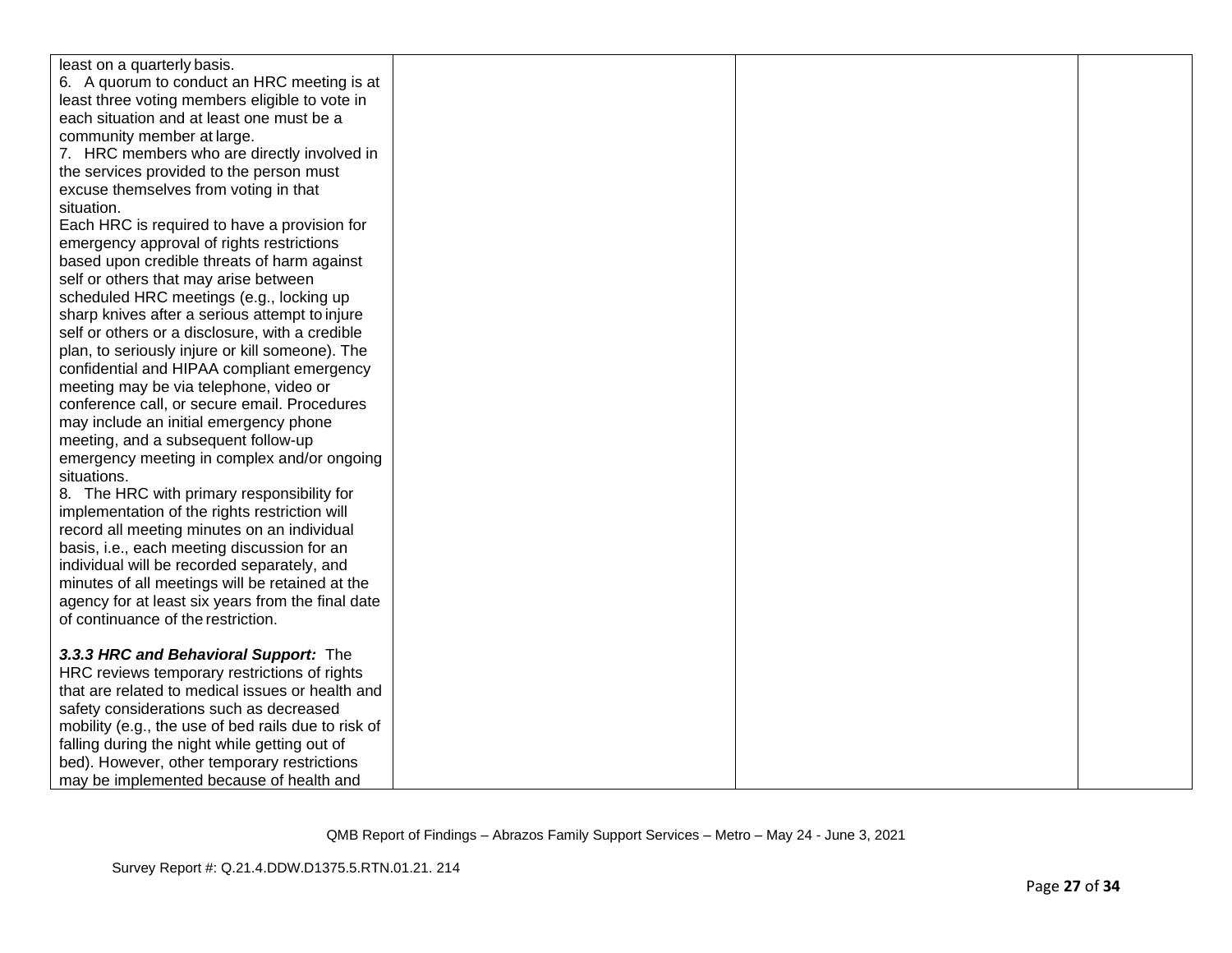| | | | |
|---|---|---|---|
| least on a quarterly basis.<br>6. A quorum to conduct an HRC meeting is at least three voting members eligible to vote in each situation and at least one must be a community member at large.<br>7. HRC members who are directly involved in the services provided to the person must excuse themselves from voting in that situation.<br>Each HRC is required to have a provision for emergency approval of rights restrictions based upon credible threats of harm against self or others that may arise between scheduled HRC meetings (e.g., locking up sharp knives after a serious attempt to injure self or others or a disclosure, with a credible plan, to seriously injure or kill someone). The confidential and HIPAA compliant emergency meeting may be via telephone, video or conference call, or secure email. Procedures may include an initial emergency phone meeting, and a subsequent follow-up emergency meeting in complex and/or ongoing situations.<br>8. The HRC with primary responsibility for implementation of the rights restriction will record all meeting minutes on an individual basis, i.e., each meeting discussion for an individual will be recorded separately, and minutes of all meetings will be retained at the agency for at least six years from the final date of continuance of the restriction.<br><br>***3.3.3 HRC and Behavioral Support:*** The HRC reviews temporary restrictions of rights that are related to medical issues or health and safety considerations such as decreased mobility (e.g., the use of bed rails due to risk of falling during the night while getting out of bed). However, other temporary restrictions may be implemented because of health and | | | |

QMB Report of Findings – Abrazos Family Support Services – Metro – May 24 - June 3, 2021

Survey Report #: Q.21.4.DDW.D1375.5.RTN.01.21. 214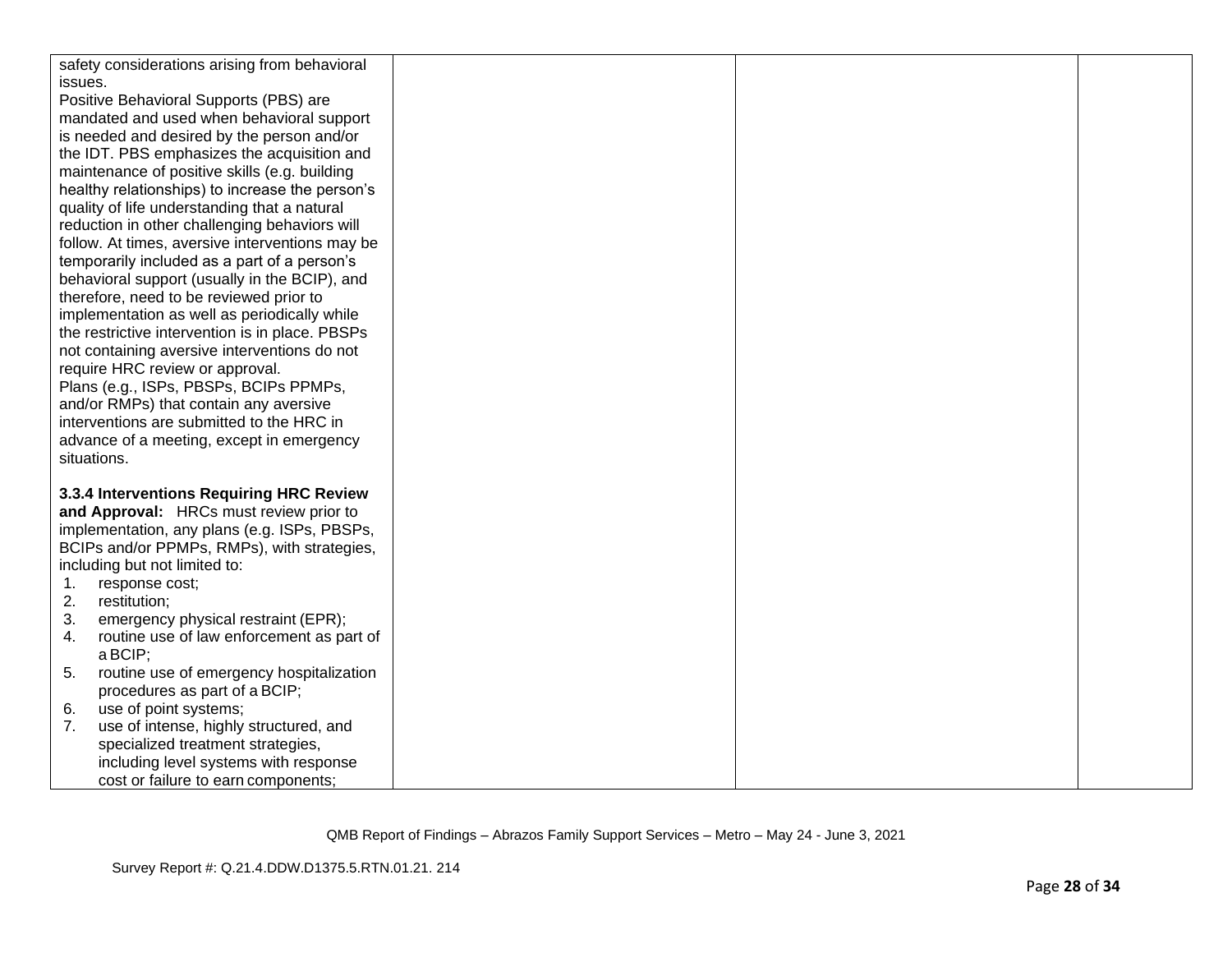| | | | |
|---|---|---|---|
| safety considerations arising from behavioral issues.<br>Positive Behavioral Supports (PBS) are mandated and used when behavioral support is needed and desired by the person and/or the IDT. PBS emphasizes the acquisition and maintenance of positive skills (e.g. building healthy relationships) to increase the person's quality of life understanding that a natural reduction in other challenging behaviors will follow. At times, aversive interventions may be temporarily included as a part of a person's behavioral support (usually in the BCIP), and therefore, need to be reviewed prior to implementation as well as periodically while the restrictive intervention is in place. PBSPs not containing aversive interventions do not require HRC review or approval.<br>Plans (e.g., ISPs, PBSPs, BCIPs PPMPs, and/or RMPs) that contain any aversive interventions are submitted to the HRC in advance of a meeting, except in emergency situations.<br><br>**3.3.4 Interventions Requiring HRC Review and Approval:** HRCs must review prior to implementation, any plans (e.g. ISPs, PBSPs, BCIPs and/or PPMPs, RMPs), with strategies, including but not limited to:<br>1. response cost;<br>2. restitution;<br>3. emergency physical restraint (EPR);<br>4. routine use of law enforcement as part of a BCIP;<br>5. routine use of emergency hospitalization procedures as part of a BCIP;<br>6. use of point systems;<br>7. use of intense, highly structured, and specialized treatment strategies, including level systems with response cost or failure to earn components; | | | |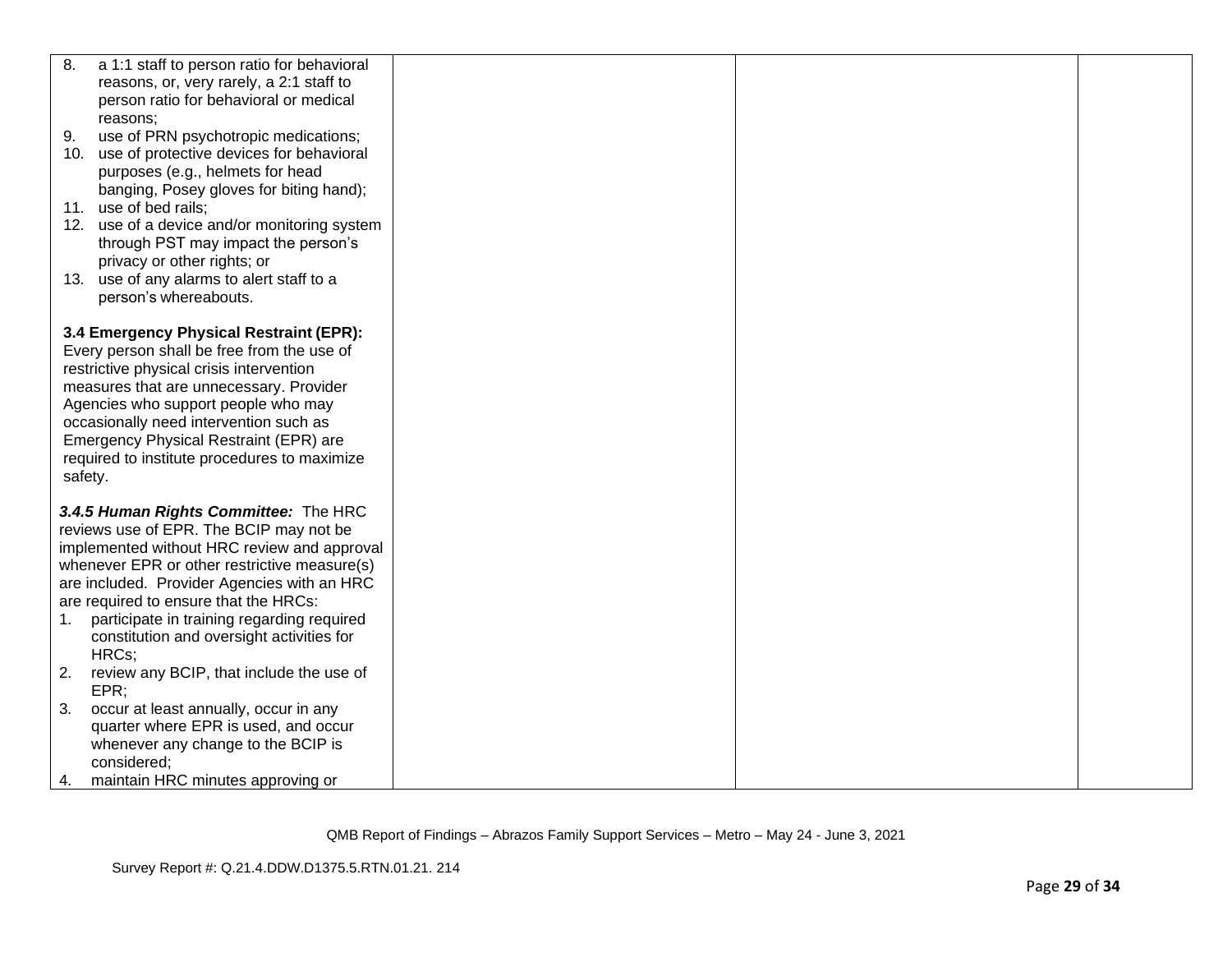| | | | |
|---|---|---|---|
| 8. a 1:1 staff to person ratio for behavioral reasons, or, very rarely, a 2:1 staff to person ratio for behavioral or medical reasons;<br>9. use of PRN psychotropic medications;<br>10. use of protective devices for behavioral purposes (e.g., helmets for head banging, Posey gloves for biting hand);<br>11. use of bed rails;<br>12. use of a device and/or monitoring system through PST may impact the person's privacy or other rights; or<br>13. use of any alarms to alert staff to a person's whereabouts.<br><br>**3.4 Emergency Physical Restraint (EPR):** Every person shall be free from the use of restrictive physical crisis intervention measures that are unnecessary. Provider Agencies who support people who may occasionally need intervention such as Emergency Physical Restraint (EPR) are required to institute procedures to maximize safety.<br><br>***3.4.5 Human Rights Committee:*** The HRC reviews use of EPR. The BCIP may not be implemented without HRC review and approval whenever EPR or other restrictive measure(s) are included. Provider Agencies with an HRC are required to ensure that the HRCs:<br>1. participate in training regarding required constitution and oversight activities for HRCs;<br>2. review any BCIP, that include the use of EPR;<br>3. occur at least annually, occur in any quarter where EPR is used, and occur whenever any change to the BCIP is considered;<br>4. maintain HRC minutes approving or | | | |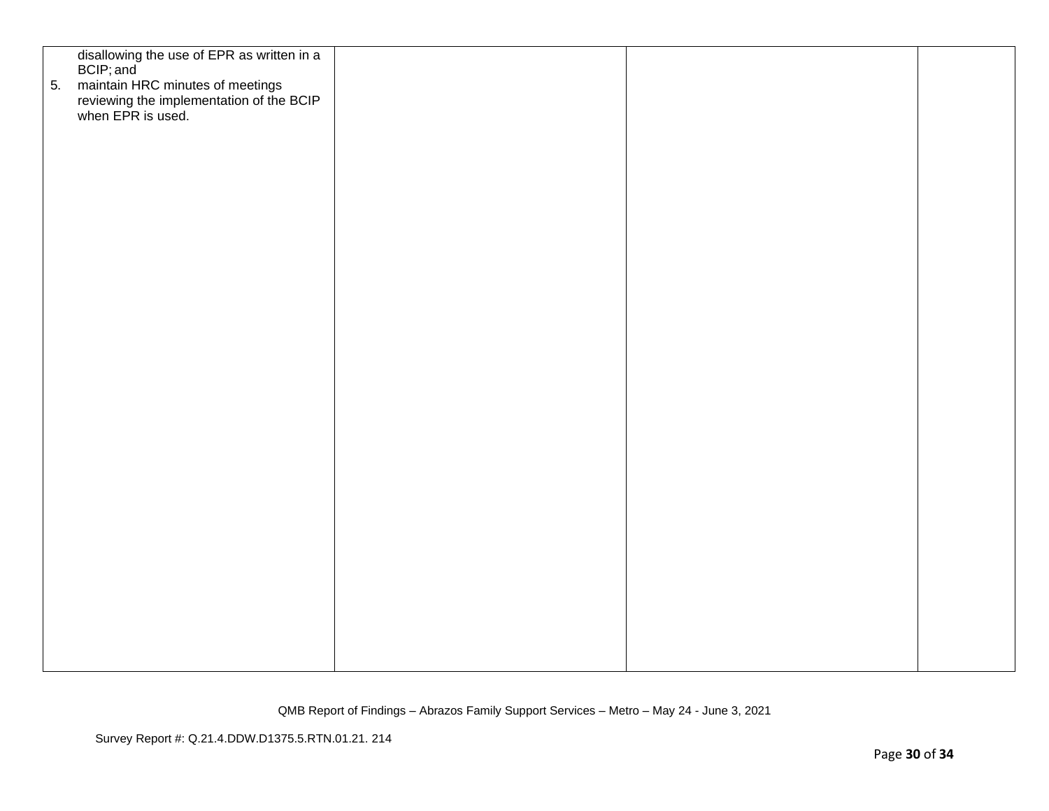| | | | |
|---|---|---|---|
| disallowing the use of EPR as written in a BCIP; and<br>5. maintain HRC minutes of meetings reviewing the implementation of the BCIP when EPR is used. | | | |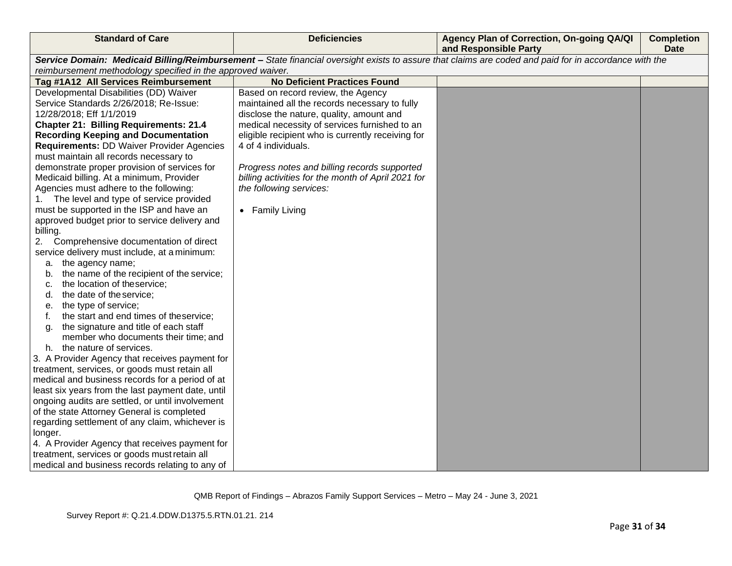| Standard of Care | Deficiencies | Agency Plan of Correction, On-going QA/QI and Responsible Party | Completion Date |
|---|---|---|---|
| ***Service Domain: Medicaid Billing/Reimbursement –*** *State financial oversight exists to assure that claims are coded and paid for in accordance with the reimbursement methodology specified in the approved waiver.* | | | |
| **Tag #1A12 All Services Reimbursement** | **No Deficient Practices Found** | | |
| Developmental Disabilities (DD) Waiver Service Standards 2/26/2018; Re-Issue: 12/28/2018; Eff 1/1/2019<br>**Chapter 21: Billing Requirements: 21.4 Recording Keeping and Documentation Requirements:** DD Waiver Provider Agencies must maintain all records necessary to demonstrate proper provision of services for Medicaid billing. At a minimum, Provider Agencies must adhere to the following:<br>1. The level and type of service provided must be supported in the ISP and have an approved budget prior to service delivery and billing.<br>2. Comprehensive documentation of direct service delivery must include, at a minimum:<br>a. the agency name;<br>b. the name of the recipient of the service;<br>c. the location of the service;<br>d. the date of the service;<br>e. the type of service;<br>f. the start and end times of the service;<br>g. the signature and title of each staff member who documents their time; and<br>h. the nature of services.<br>3. A Provider Agency that receives payment for treatment, services, or goods must retain all medical and business records for a period of at least six years from the last payment date, until ongoing audits are settled, or until involvement of the state Attorney General is completed regarding settlement of any claim, whichever is longer.<br>4. A Provider Agency that receives payment for treatment, services or goods must retain all medical and business records relating to any of | Based on record review, the Agency maintained all the records necessary to fully disclose the nature, quality, amount and medical necessity of services furnished to an eligible recipient who is currently receiving for 4 of 4 individuals.<br><br>*Progress notes and billing records supported billing activities for the month of April 2021 for the following services:*<br><br>• Family Living | | |

QMB Report of Findings – Abrazos Family Support Services – Metro – May 24 - June 3, 2021

Survey Report #: Q.21.4.DDW.D1375.5.RTN.01.21. 214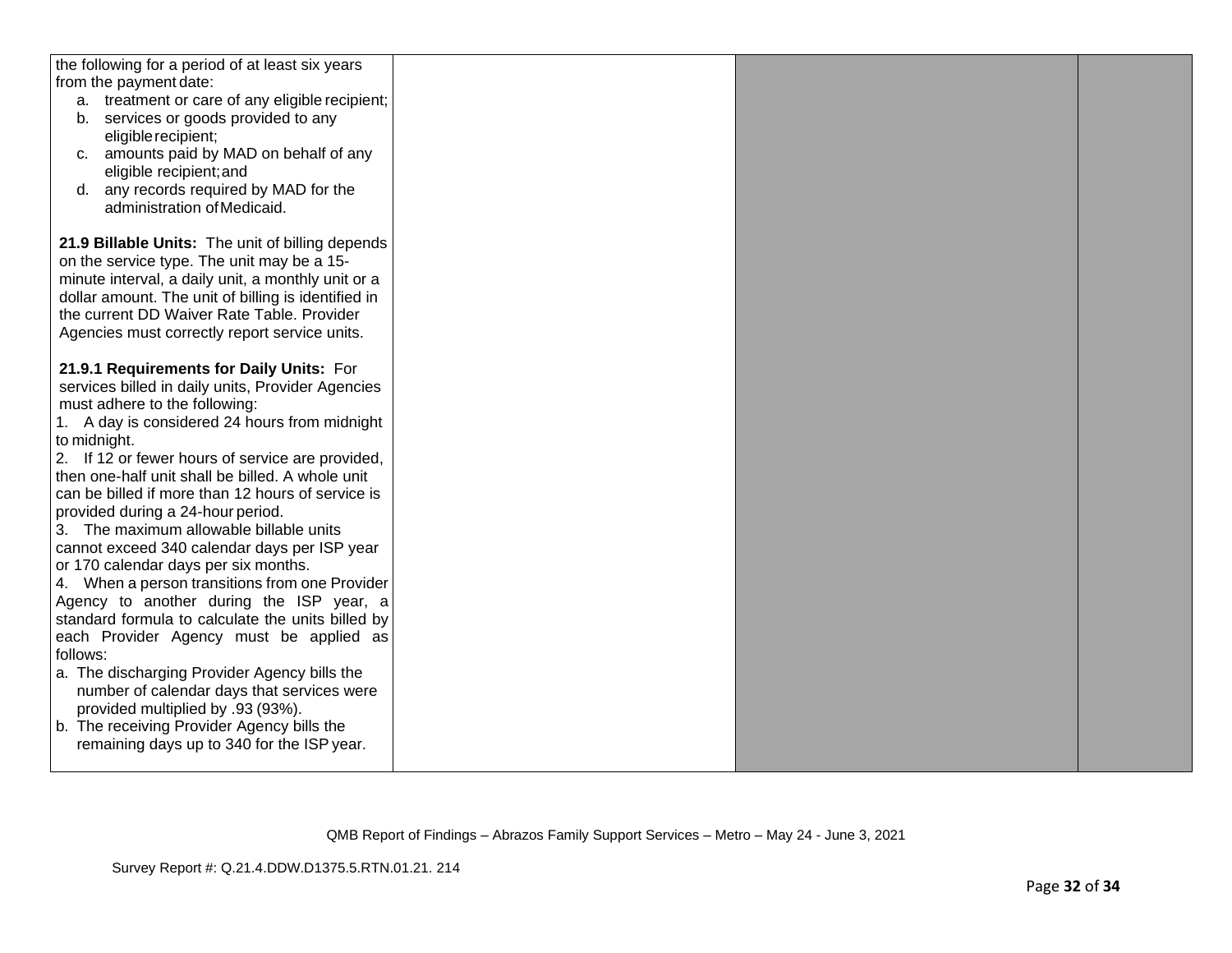| | | | |
|---|---|---|---|
| the following for a period of at least six years from the payment date:<br>a. treatment or care of any eligible recipient;<br>b. services or goods provided to any eligible recipient;<br>c. amounts paid by MAD on behalf of any eligible recipient; and<br>d. any records required by MAD for the administration of Medicaid.<br><br>**21.9 Billable Units:** The unit of billing depends on the service type. The unit may be a 15-minute interval, a daily unit, a monthly unit or a dollar amount. The unit of billing is identified in the current DD Waiver Rate Table. Provider Agencies must correctly report service units.<br><br>**21.9.1 Requirements for Daily Units:** For services billed in daily units, Provider Agencies must adhere to the following:<br>1. A day is considered 24 hours from midnight to midnight.<br>2. If 12 or fewer hours of service are provided, then one-half unit shall be billed. A whole unit can be billed if more than 12 hours of service is provided during a 24-hour period.<br>3. The maximum allowable billable units cannot exceed 340 calendar days per ISP year or 170 calendar days per six months.<br>4. When a person transitions from one Provider Agency to another during the ISP year, a standard formula to calculate the units billed by each Provider Agency must be applied as follows:<br>a. The discharging Provider Agency bills the number of calendar days that services were provided multiplied by .93 (93%).<br>b. The receiving Provider Agency bills the remaining days up to 340 for the ISP year. | | | |

QMB Report of Findings – Abrazos Family Support Services – Metro – May 24 - June 3, 2021

Survey Report #: Q.21.4.DDW.D1375.5.RTN.01.21. 214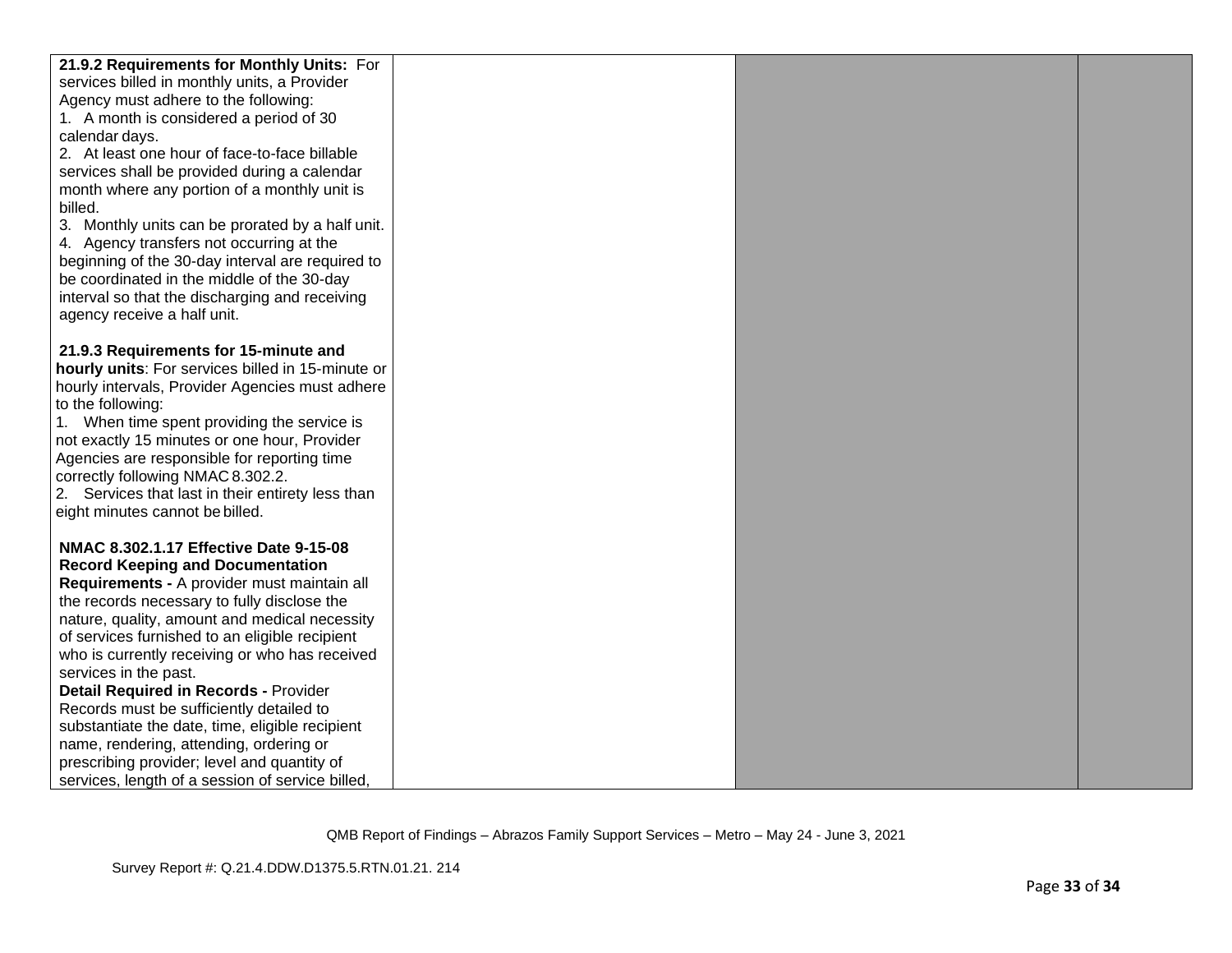| | | | |
|---|---|---|---|
| **21.9.2 Requirements for Monthly Units:** For services billed in monthly units, a Provider Agency must adhere to the following:<br>1. A month is considered a period of 30 calendar days.<br>2. At least one hour of face-to-face billable services shall be provided during a calendar month where any portion of a monthly unit is billed.<br>3. Monthly units can be prorated by a half unit.<br>4. Agency transfers not occurring at the beginning of the 30-day interval are required to be coordinated in the middle of the 30-day interval so that the discharging and receiving agency receive a half unit.<br><br>**21.9.3 Requirements for 15-minute and hourly units**: For services billed in 15-minute or hourly intervals, Provider Agencies must adhere to the following:<br>1. When time spent providing the service is not exactly 15 minutes or one hour, Provider Agencies are responsible for reporting time correctly following NMAC 8.302.2.<br>2. Services that last in their entirety less than eight minutes cannot be billed.<br><br>**NMAC 8.302.1.17 Effective Date 9-15-08 Record Keeping and Documentation Requirements -** A provider must maintain all the records necessary to fully disclose the nature, quality, amount and medical necessity of services furnished to an eligible recipient who is currently receiving or who has received services in the past.<br>**Detail Required in Records -** Provider Records must be sufficiently detailed to substantiate the date, time, eligible recipient name, rendering, attending, ordering or prescribing provider; level and quantity of services, length of a session of service billed, | | | |

QMB Report of Findings – Abrazos Family Support Services – Metro – May 24 - June 3, 2021

Survey Report #: Q.21.4.DDW.D1375.5.RTN.01.21. 214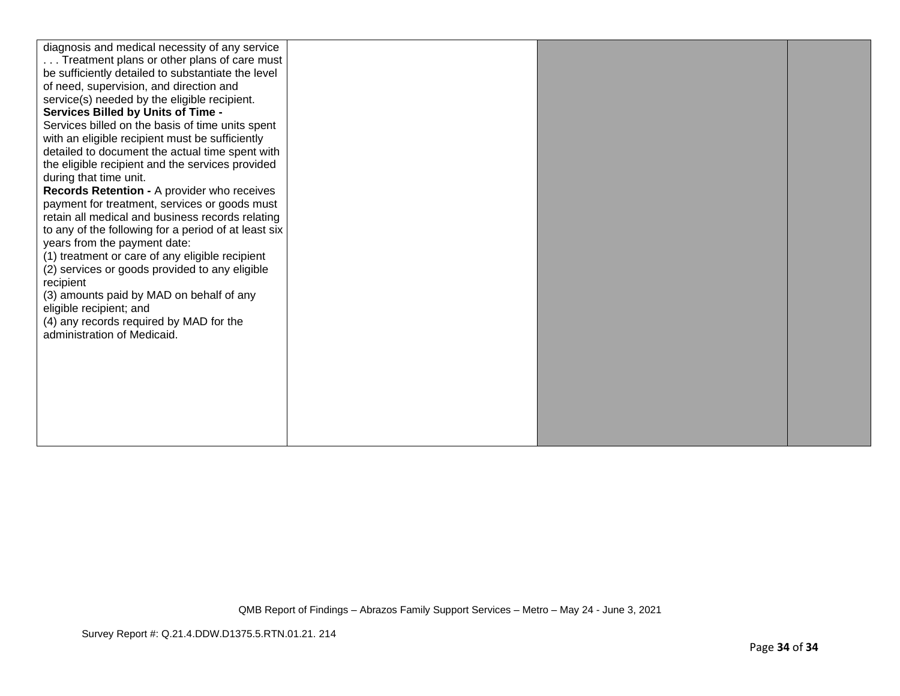| | | | |
|---|---|---|---|
| diagnosis and medical necessity of any service . . . Treatment plans or other plans of care must be sufficiently detailed to substantiate the level of need, supervision, and direction and service(s) needed by the eligible recipient.<br>**Services Billed by Units of Time -**<br>Services billed on the basis of time units spent with an eligible recipient must be sufficiently detailed to document the actual time spent with the eligible recipient and the services provided during that time unit.<br>**Records Retention -** A provider who receives payment for treatment, services or goods must retain all medical and business records relating to any of the following for a period of at least six years from the payment date:<br>(1) treatment or care of any eligible recipient<br>(2) services or goods provided to any eligible recipient<br>(3) amounts paid by MAD on behalf of any eligible recipient; and<br>(4) any records required by MAD for the administration of Medicaid. | | | |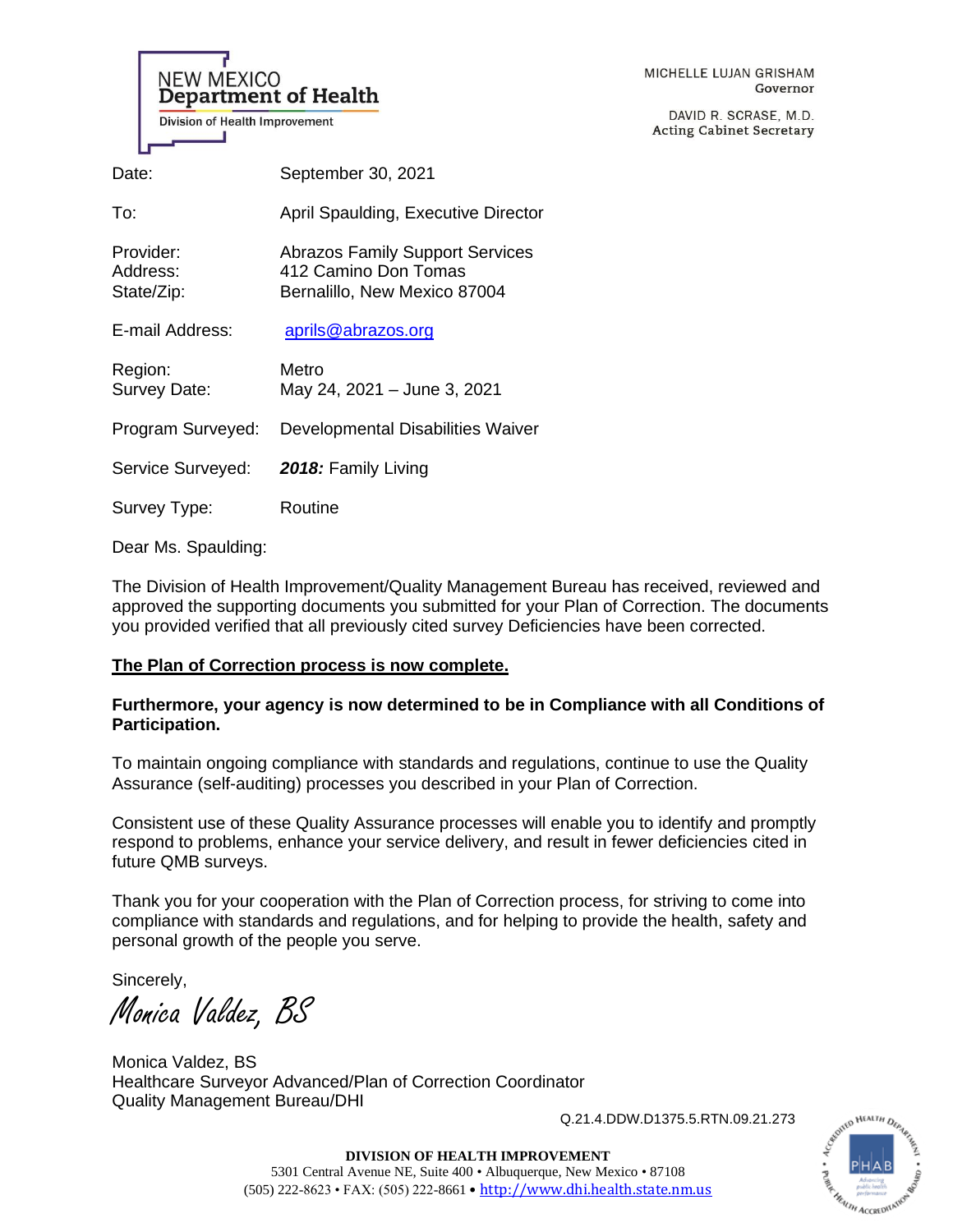NEW MEXICO
**Department of Health**
Division of Health Improvement

MICHELLE LUJAN GRISHAM
Governor

DAVID R. SCRASE, M.D.
Acting Cabinet Secretary

| | |
|---|---|
| Date: | September 30, 2021 |
| To: | April Spaulding, Executive Director |
| Provider: | Abrazos Family Support Services |
| Address: | 412 Camino Don Tomas |
| State/Zip: | Bernalillo, New Mexico 87004 |
| E-mail Address: | aprils@abrazos.org |
| Region: | Metro |
| Survey Date: | May 24, 2021 – June 3, 2021 |
| Program Surveyed: | Developmental Disabilities Waiver |
| Service Surveyed: | ***2018:*** Family Living |
| Survey Type: | Routine |

Dear Ms. Spaulding:

The Division of Health Improvement/Quality Management Bureau has received, reviewed and approved the supporting documents you submitted for your Plan of Correction. The documents you provided verified that all previously cited survey Deficiencies have been corrected.

**The Plan of Correction process is now complete.**

**Furthermore, your agency is now determined to be in Compliance with all Conditions of Participation.**

To maintain ongoing compliance with standards and regulations, continue to use the Quality Assurance (self-auditing) processes you described in your Plan of Correction.

Consistent use of these Quality Assurance processes will enable you to identify and promptly respond to problems, enhance your service delivery, and result in fewer deficiencies cited in future QMB surveys.

Thank you for your cooperation with the Plan of Correction process, for striving to come into compliance with standards and regulations, and for helping to provide the health, safety and personal growth of the people you serve.

Sincerely,

*Monica Valdez, BS*

Monica Valdez, BS
Healthcare Surveyor Advanced/Plan of Correction Coordinator
Quality Management Bureau/DHI

Q.21.4.DDW.D1375.5.RTN.09.21.273

**DIVISION OF HEALTH IMPROVEMENT**
5301 Central Avenue NE, Suite 400 • Albuquerque, New Mexico • 87108
(505) 222-8623 • FAX: (505) 222-8661 • http://www.dhi.health.state.nm.us